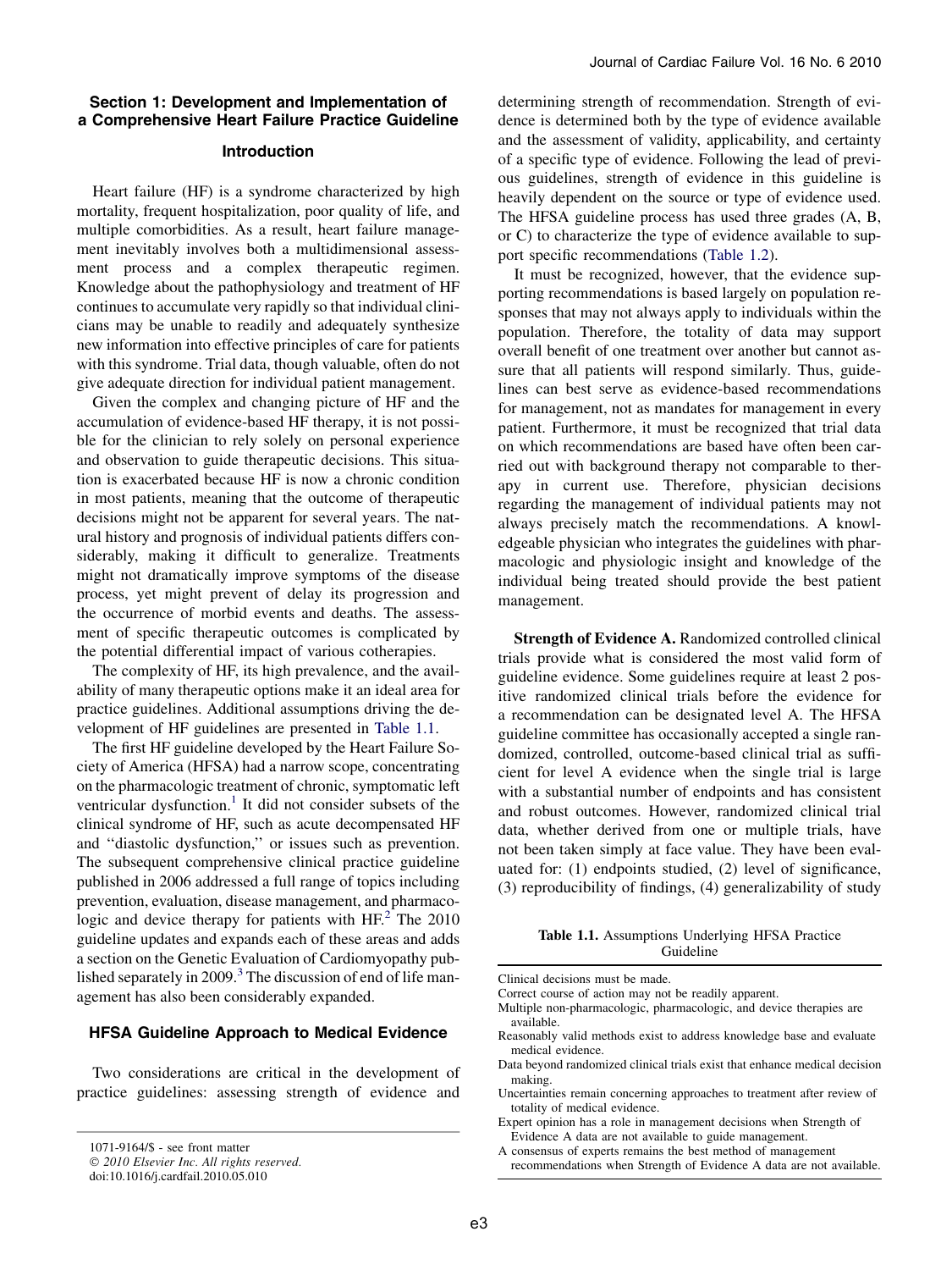## Section 1: Development and Implementation of a Comprehensive Heart Failure Practice Guideline

### Introduction

Heart failure (HF) is a syndrome characterized by high mortality, frequent hospitalization, poor quality of life, and multiple comorbidities. As a result, heart failure management inevitably involves both a multidimensional assessment process and a complex therapeutic regimen. Knowledge about the pathophysiology and treatment of HF continues to accumulate very rapidly so that individual clinicians may be unable to readily and adequately synthesize new information into effective principles of care for patients with this syndrome. Trial data, though valuable, often do not give adequate direction for individual patient management.

Given the complex and changing picture of HF and the accumulation of evidence-based HF therapy, it is not possible for the clinician to rely solely on personal experience and observation to guide therapeutic decisions. This situation is exacerbated because HF is now a chronic condition in most patients, meaning that the outcome of therapeutic decisions might not be apparent for several years. The natural history and prognosis of individual patients differs considerably, making it difficult to generalize. Treatments might not dramatically improve symptoms of the disease process, yet might prevent of delay its progression and the occurrence of morbid events and deaths. The assessment of specific therapeutic outcomes is complicated by the potential differential impact of various cotherapies.

The complexity of HF, its high prevalence, and the availability of many therapeutic options make it an ideal area for practice guidelines. Additional assumptions driving the development of HF guidelines are presented in Table 1.1.

The first HF guideline developed by the Heart Failure Society of America (HFSA) had a narrow scope, concentrating on the pharmacologic treatment of chronic, symptomatic left ventricular dysfunction.[1] It did not consider subsets of the clinical syndrome of HF, such as acute decompensated HF and ''diastolic dysfunction,'' or issues such as prevention. The subsequent comprehensive clinical practice guideline published in 2006 addressed a full range of topics including prevention, evaluation, disease management, and pharmacologic and device therapy for patients with HF.[2] The 2010 guideline updates and expands each of these areas and adds a section on the Genetic Evaluation of Cardiomyopathy published separately in 2009.[3] The discussion of end of life management has also been considerably expanded.

### HFSA Guideline Approach to Medical Evidence

Two considerations are critical in the development of practice guidelines: assessing strength of evidence and determining strength of recommendation. Strength of evidence is determined both by the type of evidence available and the assessment of validity, applicability, and certainty of a specific type of evidence. Following the lead of previous guidelines, strength of evidence in this guideline is heavily dependent on the source or type of evidence used. The HFSA guideline process has used three grades (A, B, or C) to characterize the type of evidence available to support specific recommendations (Table 1.2).

It must be recognized, however, that the evidence supporting recommendations is based largely on population responses that may not always apply to individuals within the population. Therefore, the totality of data may support overall benefit of one treatment over another but cannot assure that all patients will respond similarly. Thus, guidelines can best serve as evidence-based recommendations for management, not as mandates for management in every patient. Furthermore, it must be recognized that trial data on which recommendations are based have often been carried out with background therapy not comparable to therapy in current use. Therefore, physician decisions regarding the management of individual patients may not always precisely match the recommendations. A knowledgeable physician who integrates the guidelines with pharmacologic and physiologic insight and knowledge of the individual being treated should provide the best patient management.

**Strength of Evidence A.** Randomized controlled clinical trials provide what is considered the most valid form of guideline evidence. Some guidelines require at least 2 positive randomized clinical trials before the evidence for a recommendation can be designated level A. The HFSA guideline committee has occasionally accepted a single randomized, controlled, outcome-based clinical trial as sufficient for level A evidence when the single trial is large with a substantial number of endpoints and has consistent and robust outcomes. However, randomized clinical trial data, whether derived from one or multiple trials, have not been taken simply at face value. They have been evaluated for: (1) endpoints studied, (2) level of significance, (3) reproducibility of findings, (4) generalizability of study

**Table 1.1.** Assumptions Underlying HFSA Practice Guideline

| |
|---|
| Clinical decisions must be made. |
| Correct course of action may not be readily apparent. |
| Multiple non-pharmacologic, pharmacologic, and device therapies are available. |
| Reasonably valid methods exist to address knowledge base and evaluate medical evidence. |
| Data beyond randomized clinical trials exist that enhance medical decision making. |
| Uncertainties remain concerning approaches to treatment after review of totality of medical evidence. |
| Expert opinion has a role in management decisions when Strength of Evidence A data are not available to guide management. |
| A consensus of experts remains the best method of management recommendations when Strength of Evidence A data are not available. |

1071-9164/$ - see front matter
© 2010 Elsevier Inc. All rights reserved.
doi:10.1016/j.cardfail.2010.05.010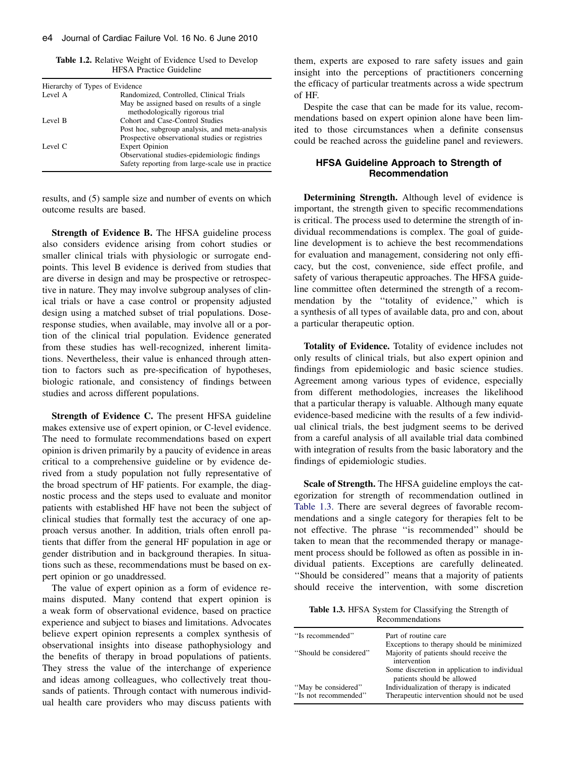**Table 1.2.** Relative Weight of Evidence Used to Develop HFSA Practice Guideline

| Hierarchy of Types of Evidence | |
|---|---|
| Level A | Randomized, Controlled, Clinical Trials |
| | May be assigned based on results of a single methodologically rigorous trial |
| Level B | Cohort and Case-Control Studies |
| | Post hoc, subgroup analysis, and meta-analysis |
| | Prospective observational studies or registries |
| Level C | Expert Opinion |
| | Observational studies-epidemiologic findings |
| | Safety reporting from large-scale use in practice |

results, and (5) sample size and number of events on which outcome results are based.

**Strength of Evidence B.** The HFSA guideline process also considers evidence arising from cohort studies or smaller clinical trials with physiologic or surrogate endpoints. This level B evidence is derived from studies that are diverse in design and may be prospective or retrospective in nature. They may involve subgroup analyses of clinical trials or have a case control or propensity adjusted design using a matched subset of trial populations. Dose-response studies, when available, may involve all or a portion of the clinical trial population. Evidence generated from these studies has well-recognized, inherent limitations. Nevertheless, their value is enhanced through attention to factors such as pre-specification of hypotheses, biologic rationale, and consistency of findings between studies and across different populations.

**Strength of Evidence C.** The present HFSA guideline makes extensive use of expert opinion, or C-level evidence. The need to formulate recommendations based on expert opinion is driven primarily by a paucity of evidence in areas critical to a comprehensive guideline or by evidence derived from a study population not fully representative of the broad spectrum of HF patients. For example, the diagnostic process and the steps used to evaluate and monitor patients with established HF have not been the subject of clinical studies that formally test the accuracy of one approach versus another. In addition, trials often enroll patients that differ from the general HF population in age or gender distribution and in background therapies. In situations such as these, recommendations must be based on expert opinion or go unaddressed.

The value of expert opinion as a form of evidence remains disputed. Many contend that expert opinion is a weak form of observational evidence, based on practice experience and subject to biases and limitations. Advocates believe expert opinion represents a complex synthesis of observational insights into disease pathophysiology and the benefits of therapy in broad populations of patients. They stress the value of the interchange of experience and ideas among colleagues, who collectively treat thousands of patients. Through contact with numerous individual health care providers who may discuss patients with them, experts are exposed to rare safety issues and gain insight into the perceptions of practitioners concerning the efficacy of particular treatments across a wide spectrum of HF.

Despite the case that can be made for its value, recommendations based on expert opinion alone have been limited to those circumstances when a definite consensus could be reached across the guideline panel and reviewers.

## HFSA Guideline Approach to Strength of Recommendation

**Determining Strength.** Although level of evidence is important, the strength given to specific recommendations is critical. The process used to determine the strength of individual recommendations is complex. The goal of guideline development is to achieve the best recommendations for evaluation and management, considering not only efficacy, but the cost, convenience, side effect profile, and safety of various therapeutic approaches. The HFSA guideline committee often determined the strength of a recommendation by the ''totality of evidence,'' which is a synthesis of all types of available data, pro and con, about a particular therapeutic option.

**Totality of Evidence.** Totality of evidence includes not only results of clinical trials, but also expert opinion and findings from epidemiologic and basic science studies. Agreement among various types of evidence, especially from different methodologies, increases the likelihood that a particular therapy is valuable. Although many equate evidence-based medicine with the results of a few individual clinical trials, the best judgment seems to be derived from a careful analysis of all available trial data combined with integration of results from the basic laboratory and the findings of epidemiologic studies.

**Scale of Strength.** The HFSA guideline employs the categorization for strength of recommendation outlined in Table 1.3. There are several degrees of favorable recommendations and a single category for therapies felt to be not effective. The phrase ''is recommended'' should be taken to mean that the recommended therapy or management process should be followed as often as possible in individual patients. Exceptions are carefully delineated. ''Should be considered'' means that a majority of patients should receive the intervention, with some discretion

**Table 1.3.** HFSA System for Classifying the Strength of Recommendations

| | |
|---|---|
| ''Is recommended'' | Part of routine care |
| | Exceptions to therapy should be minimized |
| ''Should be considered'' | Majority of patients should receive the intervention |
| | Some discretion in application to individual patients should be allowed |
| ''May be considered'' | Individualization of therapy is indicated |
| ''Is not recommended'' | Therapeutic intervention should not be used |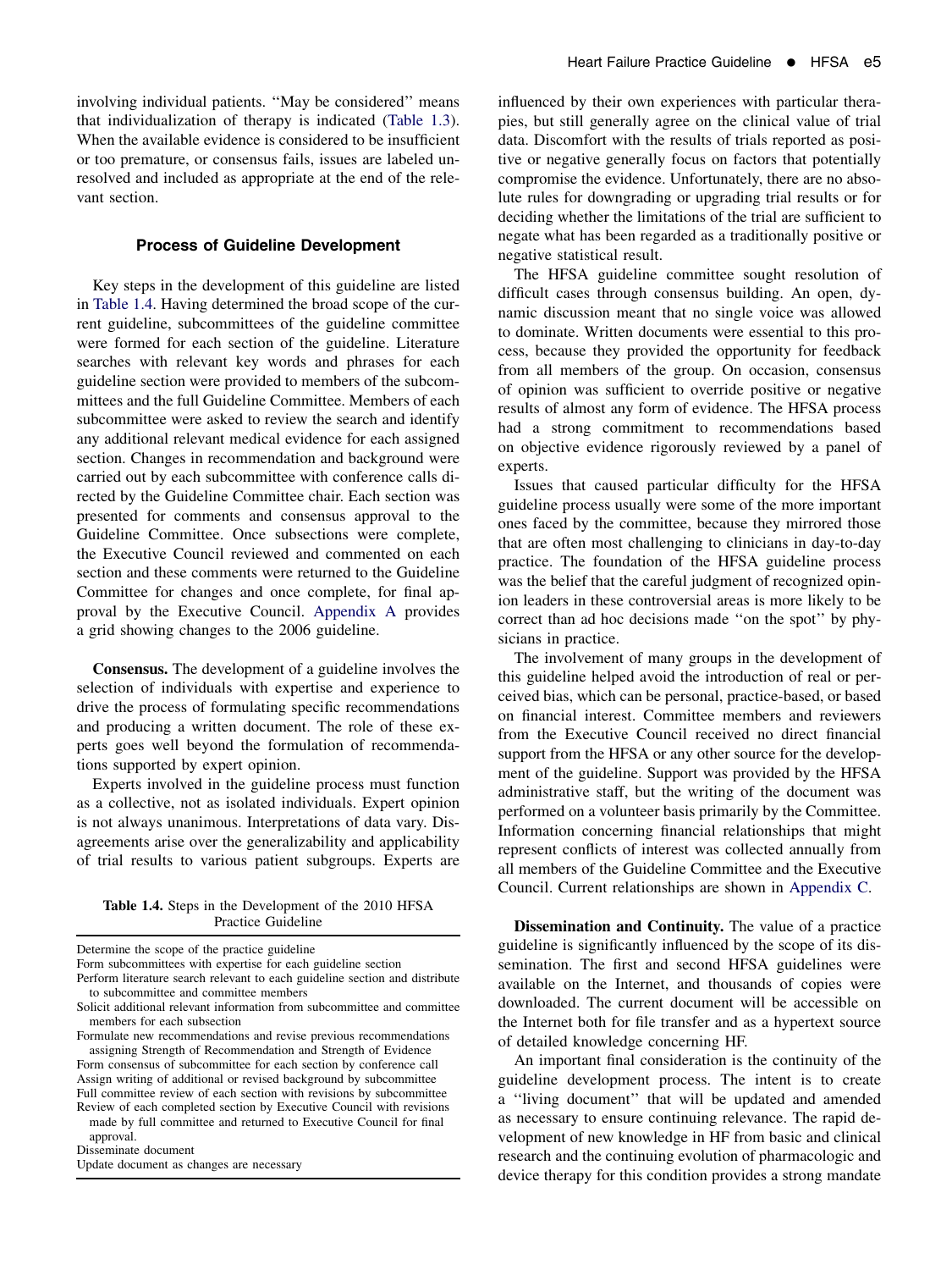involving individual patients. "May be considered" means that individualization of therapy is indicated (Table 1.3). When the available evidence is considered to be insufficient or too premature, or consensus fails, issues are labeled unresolved and included as appropriate at the end of the relevant section.

### Process of Guideline Development

Key steps in the development of this guideline are listed in Table 1.4. Having determined the broad scope of the current guideline, subcommittees of the guideline committee were formed for each section of the guideline. Literature searches with relevant key words and phrases for each guideline section were provided to members of the subcommittees and the full Guideline Committee. Members of each subcommittee were asked to review the search and identify any additional relevant medical evidence for each assigned section. Changes in recommendation and background were carried out by each subcommittee with conference calls directed by the Guideline Committee chair. Each section was presented for comments and consensus approval to the Guideline Committee. Once subsections were complete, the Executive Council reviewed and commented on each section and these comments were returned to the Guideline Committee for changes and once complete, for final approval by the Executive Council. Appendix A provides a grid showing changes to the 2006 guideline.

**Consensus.** The development of a guideline involves the selection of individuals with expertise and experience to drive the process of formulating specific recommendations and producing a written document. The role of these experts goes well beyond the formulation of recommendations supported by expert opinion.

Experts involved in the guideline process must function as a collective, not as isolated individuals. Expert opinion is not always unanimous. Interpretations of data vary. Disagreements arise over the generalizability and applicability of trial results to various patient subgroups. Experts are influenced by their own experiences with particular therapies, but still generally agree on the clinical value of trial data. Discomfort with the results of trials reported as positive or negative generally focus on factors that potentially compromise the evidence. Unfortunately, there are no absolute rules for downgrading or upgrading trial results or for deciding whether the limitations of the trial are sufficient to negate what has been regarded as a traditionally positive or negative statistical result.

The HFSA guideline committee sought resolution of difficult cases through consensus building. An open, dynamic discussion meant that no single voice was allowed to dominate. Written documents were essential to this process, because they provided the opportunity for feedback from all members of the group. On occasion, consensus of opinion was sufficient to override positive or negative results of almost any form of evidence. The HFSA process had a strong commitment to recommendations based on objective evidence rigorously reviewed by a panel of experts.

Issues that caused particular difficulty for the HFSA guideline process usually were some of the more important ones faced by the committee, because they mirrored those that are often most challenging to clinicians in day-to-day practice. The foundation of the HFSA guideline process was the belief that the careful judgment of recognized opinion leaders in these controversial areas is more likely to be correct than ad hoc decisions made "on the spot" by physicians in practice.

The involvement of many groups in the development of this guideline helped avoid the introduction of real or perceived bias, which can be personal, practice-based, or based on financial interest. Committee members and reviewers from the Executive Council received no direct financial support from the HFSA or any other source for the development of the guideline. Support was provided by the HFSA administrative staff, but the writing of the document was performed on a volunteer basis primarily by the Committee. Information concerning financial relationships that might represent conflicts of interest was collected annually from all members of the Guideline Committee and the Executive Council. Current relationships are shown in Appendix C.

**Table 1.4.** Steps in the Development of the 2010 HFSA Practice Guideline

| |
|---|
| Determine the scope of the practice guideline |
| Form subcommittees with expertise for each guideline section |
| Perform literature search relevant to each guideline section and distribute to subcommittee and committee members |
| Solicit additional relevant information from subcommittee and committee members for each subsection |
| Formulate new recommendations and revise previous recommendations assigning Strength of Recommendation and Strength of Evidence |
| Form consensus of subcommittee for each section by conference call |
| Assign writing of additional or revised background by subcommittee |
| Full committee review of each section with revisions by subcommittee |
| Review of each completed section by Executive Council with revisions made by full committee and returned to Executive Council for final approval. |
| Disseminate document |
| Update document as changes are necessary |

**Dissemination and Continuity.** The value of a practice guideline is significantly influenced by the scope of its dissemination. The first and second HFSA guidelines were available on the Internet, and thousands of copies were downloaded. The current document will be accessible on the Internet both for file transfer and as a hypertext source of detailed knowledge concerning HF.

An important final consideration is the continuity of the guideline development process. The intent is to create a "living document" that will be updated and amended as necessary to ensure continuing relevance. The rapid development of new knowledge in HF from basic and clinical research and the continuing evolution of pharmacologic and device therapy for this condition provides a strong mandate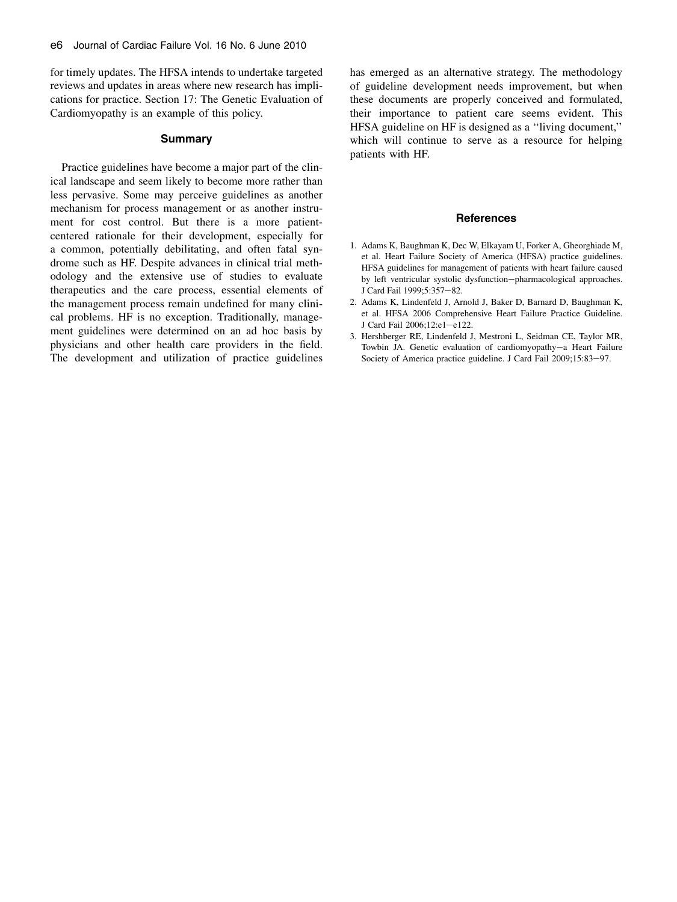for timely updates. The HFSA intends to undertake targeted reviews and updates in areas where new research has implications for practice. Section 17: The Genetic Evaluation of Cardiomyopathy is an example of this policy.

## Summary

Practice guidelines have become a major part of the clinical landscape and seem likely to become more rather than less pervasive. Some may perceive guidelines as another mechanism for process management or as another instrument for cost control. But there is a more patient-centered rationale for their development, especially for a common, potentially debilitating, and often fatal syndrome such as HF. Despite advances in clinical trial methodology and the extensive use of studies to evaluate therapeutics and the care process, essential elements of the management process remain undefined for many clinical problems. HF is no exception. Traditionally, management guidelines were determined on an ad hoc basis by physicians and other health care providers in the field. The development and utilization of practice guidelines has emerged as an alternative strategy. The methodology of guideline development needs improvement, but when these documents are properly conceived and formulated, their importance to patient care seems evident. This HFSA guideline on HF is designed as a ''living document,'' which will continue to serve as a resource for helping patients with HF.

## References

1. Adams K, Baughman K, Dec W, Elkayam U, Forker A, Gheorghiade M, et al. Heart Failure Society of America (HFSA) practice guidelines. HFSA guidelines for management of patients with heart failure caused by left ventricular systolic dysfunction—pharmacological approaches. J Card Fail 1999;5:357—82.
2. Adams K, Lindenfeld J, Arnold J, Baker D, Barnard D, Baughman K, et al. HFSA 2006 Comprehensive Heart Failure Practice Guideline. J Card Fail 2006;12:e1—e122.
3. Hershberger RE, Lindenfeld J, Mestroni L, Seidman CE, Taylor MR, Towbin JA. Genetic evaluation of cardiomyopathy—a Heart Failure Society of America practice guideline. J Card Fail 2009;15:83—97.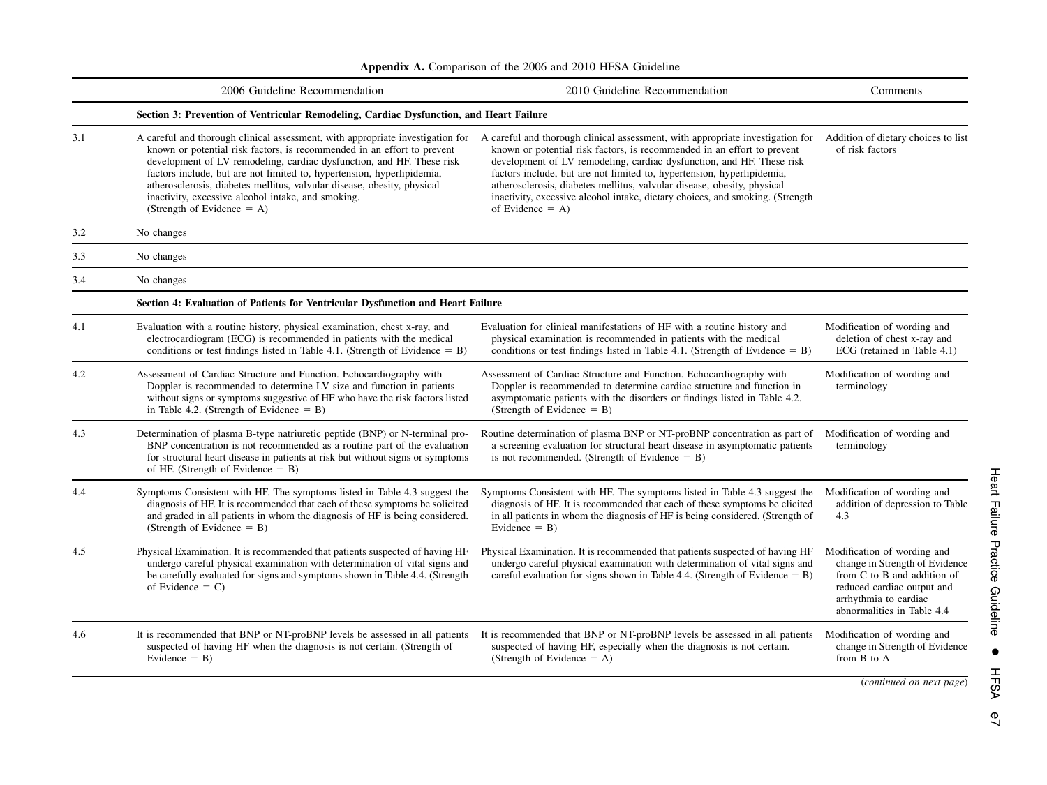**Appendix A.** Comparison of the 2006 and 2010 HFSA Guideline

| | 2006 Guideline Recommendation | 2010 Guideline Recommendation | Comments |
|---|---|---|---|
| | **Section 3: Prevention of Ventricular Remodeling, Cardiac Dysfunction, and Heart Failure** | | |
| 3.1 | A careful and thorough clinical assessment, with appropriate investigation for known or potential risk factors, is recommended in an effort to prevent development of LV remodeling, cardiac dysfunction, and HF. These risk factors include, but are not limited to, hypertension, hyperlipidemia, atherosclerosis, diabetes mellitus, valvular disease, obesity, physical inactivity, excessive alcohol intake, and smoking. (Strength of Evidence = A) | A careful and thorough clinical assessment, with appropriate investigation for known or potential risk factors, is recommended in an effort to prevent development of LV remodeling, cardiac dysfunction, and HF. These risk factors include, but are not limited to, hypertension, hyperlipidemia, atherosclerosis, diabetes mellitus, valvular disease, obesity, physical inactivity, excessive alcohol intake, dietary choices, and smoking. (Strength of Evidence = A) | Addition of dietary choices to list of risk factors |
| 3.2 | No changes | | |
| 3.3 | No changes | | |
| 3.4 | No changes | | |
| | **Section 4: Evaluation of Patients for Ventricular Dysfunction and Heart Failure** | | |
| 4.1 | Evaluation with a routine history, physical examination, chest x-ray, and electrocardiogram (ECG) is recommended in patients with the medical conditions or test findings listed in Table 4.1. (Strength of Evidence = B) | Evaluation for clinical manifestations of HF with a routine history and physical examination is recommended in patients with the medical conditions or test findings listed in Table 4.1. (Strength of Evidence = B) | Modification of wording and deletion of chest x-ray and ECG (retained in Table 4.1) |
| 4.2 | Assessment of Cardiac Structure and Function. Echocardiography with Doppler is recommended to determine LV size and function in patients without signs or symptoms suggestive of HF who have the risk factors listed in Table 4.2. (Strength of Evidence = B) | Assessment of Cardiac Structure and Function. Echocardiography with Doppler is recommended to determine cardiac structure and function in asymptomatic patients with the disorders or findings listed in Table 4.2. (Strength of Evidence = B) | Modification of wording and terminology |
| 4.3 | Determination of plasma B-type natriuretic peptide (BNP) or N-terminal pro-BNP concentration is not recommended as a routine part of the evaluation for structural heart disease in patients at risk but without signs or symptoms of HF. (Strength of Evidence = B) | Routine determination of plasma BNP or NT-proBNP concentration as part of a screening evaluation for structural heart disease in asymptomatic patients is not recommended. (Strength of Evidence = B) | Modification of wording and terminology |
| 4.4 | Symptoms Consistent with HF. The symptoms listed in Table 4.3 suggest the diagnosis of HF. It is recommended that each of these symptoms be solicited and graded in all patients in whom the diagnosis of HF is being considered. (Strength of Evidence = B) | Symptoms Consistent with HF. The symptoms listed in Table 4.3 suggest the diagnosis of HF. It is recommended that each of these symptoms be elicited in all patients in whom the diagnosis of HF is being considered. (Strength of Evidence = B) | Modification of wording and addition of depression to Table 4.3 |
| 4.5 | Physical Examination. It is recommended that patients suspected of having HF undergo careful physical examination with determination of vital signs and be carefully evaluated for signs and symptoms shown in Table 4.4. (Strength of Evidence = C) | Physical Examination. It is recommended that patients suspected of having HF undergo careful physical examination with determination of vital signs and careful evaluation for signs shown in Table 4.4. (Strength of Evidence = B) | Modification of wording and change in Strength of Evidence from C to B and addition of reduced cardiac output and arrhythmia to cardiac abnormalities in Table 4.4 |
| 4.6 | It is recommended that BNP or NT-proBNP levels be assessed in all patients suspected of having HF when the diagnosis is not certain. (Strength of Evidence = B) | It is recommended that BNP or NT-proBNP levels be assessed in all patients suspected of having HF, especially when the diagnosis is not certain. (Strength of Evidence = A) | Modification of wording and change in Strength of Evidence from B to A |

(*continued on next page*)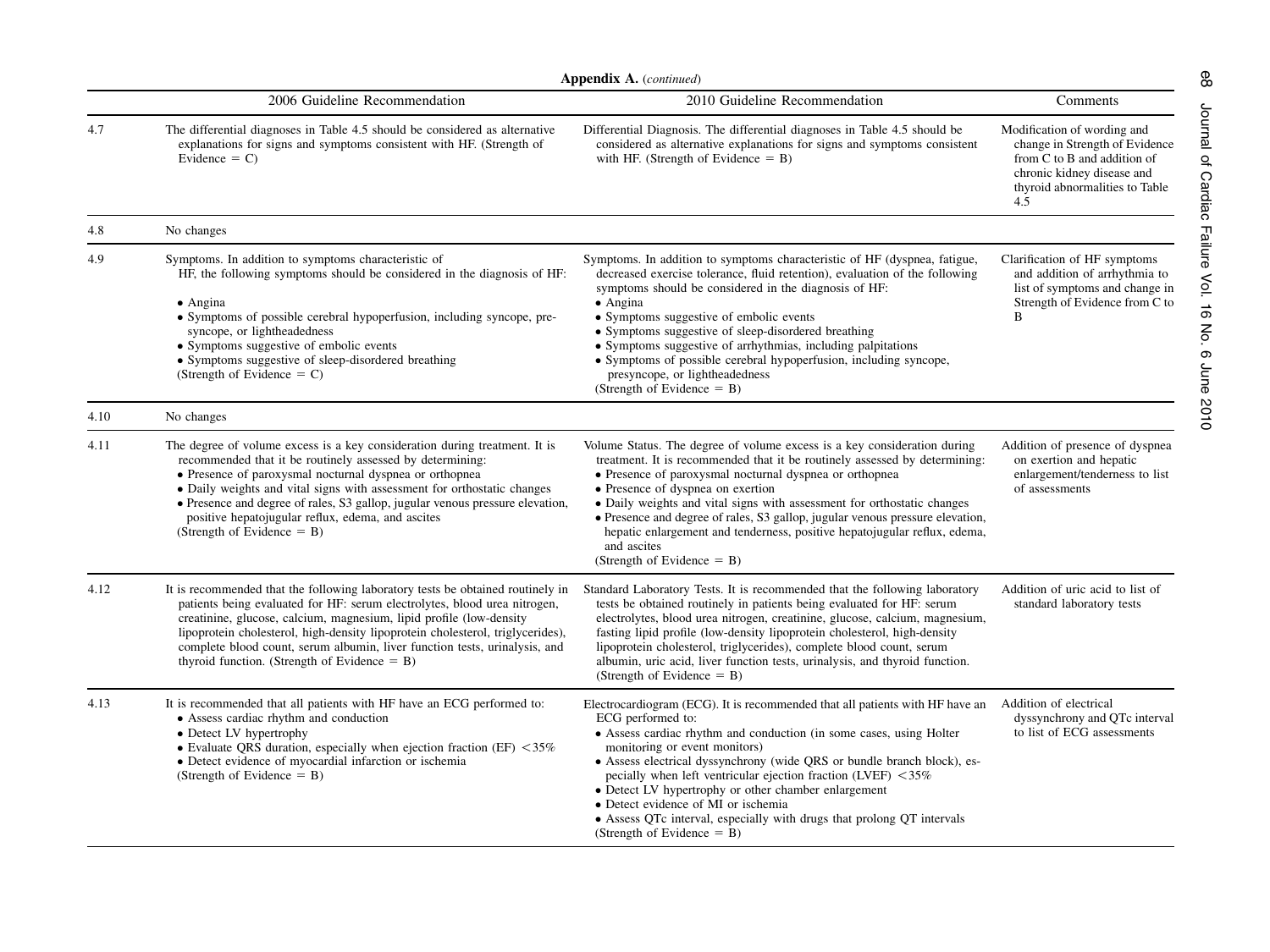**Appendix A.** (*continued*)

| | 2006 Guideline Recommendation | 2010 Guideline Recommendation | Comments |
|---|---|---|---|
| 4.7 | The differential diagnoses in Table 4.5 should be considered as alternative explanations for signs and symptoms consistent with HF. (Strength of Evidence = C) | Differential Diagnosis. The differential diagnoses in Table 4.5 should be considered as alternative explanations for signs and symptoms consistent with HF. (Strength of Evidence = B) | Modification of wording and change in Strength of Evidence from C to B and addition of chronic kidney disease and thyroid abnormalities to Table 4.5 |
| 4.8 | No changes | | |
| 4.9 | Symptoms. In addition to symptoms characteristic of HF, the following symptoms should be considered in the diagnosis of HF:<br>• Angina<br>• Symptoms of possible cerebral hypoperfusion, including syncope, pre-syncope, or lightheadedness<br>• Symptoms suggestive of embolic events<br>• Symptoms suggestive of sleep-disordered breathing<br>(Strength of Evidence = C) | Symptoms. In addition to symptoms characteristic of HF (dyspnea, fatigue, decreased exercise tolerance, fluid retention), evaluation of the following symptoms should be considered in the diagnosis of HF:<br>• Angina<br>• Symptoms suggestive of embolic events<br>• Symptoms suggestive of sleep-disordered breathing<br>• Symptoms suggestive of arrhythmias, including palpitations<br>• Symptoms of possible cerebral hypoperfusion, including syncope, presyncope, or lightheadedness<br>(Strength of Evidence = B) | Clarification of HF symptoms and addition of arrhythmia to list of symptoms and change in Strength of Evidence from C to B |
| 4.10 | No changes | | |
| 4.11 | The degree of volume excess is a key consideration during treatment. It is recommended that it be routinely assessed by determining:<br>• Presence of paroxysmal nocturnal dyspnea or orthopnea<br>• Daily weights and vital signs with assessment for orthostatic changes<br>• Presence and degree of rales, S3 gallop, jugular venous pressure elevation, positive hepatojugular reflux, edema, and ascites<br>(Strength of Evidence = B) | Volume Status. The degree of volume excess is a key consideration during treatment. It is recommended that it be routinely assessed by determining:<br>• Presence of paroxysmal nocturnal dyspnea or orthopnea<br>• Presence of dyspnea on exertion<br>• Daily weights and vital signs with assessment for orthostatic changes<br>• Presence and degree of rales, S3 gallop, jugular venous pressure elevation, hepatic enlargement and tenderness, positive hepatojugular reflux, edema, and ascites<br>(Strength of Evidence = B) | Addition of presence of dyspnea on exertion and hepatic enlargement/tenderness to list of assessments |
| 4.12 | It is recommended that the following laboratory tests be obtained routinely in patients being evaluated for HF: serum electrolytes, blood urea nitrogen, creatinine, glucose, calcium, magnesium, lipid profile (low-density lipoprotein cholesterol, high-density lipoprotein cholesterol, triglycerides), complete blood count, serum albumin, liver function tests, urinalysis, and thyroid function. (Strength of Evidence = B) | Standard Laboratory Tests. It is recommended that the following laboratory tests be obtained routinely in patients being evaluated for HF: serum electrolytes, blood urea nitrogen, creatinine, glucose, calcium, magnesium, fasting lipid profile (low-density lipoprotein cholesterol, high-density lipoprotein cholesterol, triglycerides), complete blood count, serum albumin, uric acid, liver function tests, urinalysis, and thyroid function. (Strength of Evidence = B) | Addition of uric acid to list of standard laboratory tests |
| 4.13 | It is recommended that all patients with HF have an ECG performed to:<br>• Assess cardiac rhythm and conduction<br>• Detect LV hypertrophy<br>• Evaluate QRS duration, especially when ejection fraction (EF) <35%<br>• Detect evidence of myocardial infarction or ischemia<br>(Strength of Evidence = B) | Electrocardiogram (ECG). It is recommended that all patients with HF have an ECG performed to:<br>• Assess cardiac rhythm and conduction (in some cases, using Holter monitoring or event monitors)<br>• Assess electrical dyssynchrony (wide QRS or bundle branch block), especially when left ventricular ejection fraction (LVEF) <35%<br>• Detect LV hypertrophy or other chamber enlargement<br>• Detect evidence of MI or ischemia<br>• Assess QTc interval, especially with drugs that prolong QT intervals<br>(Strength of Evidence = B) | Addition of electrical dyssynchrony and QTc interval to list of ECG assessments |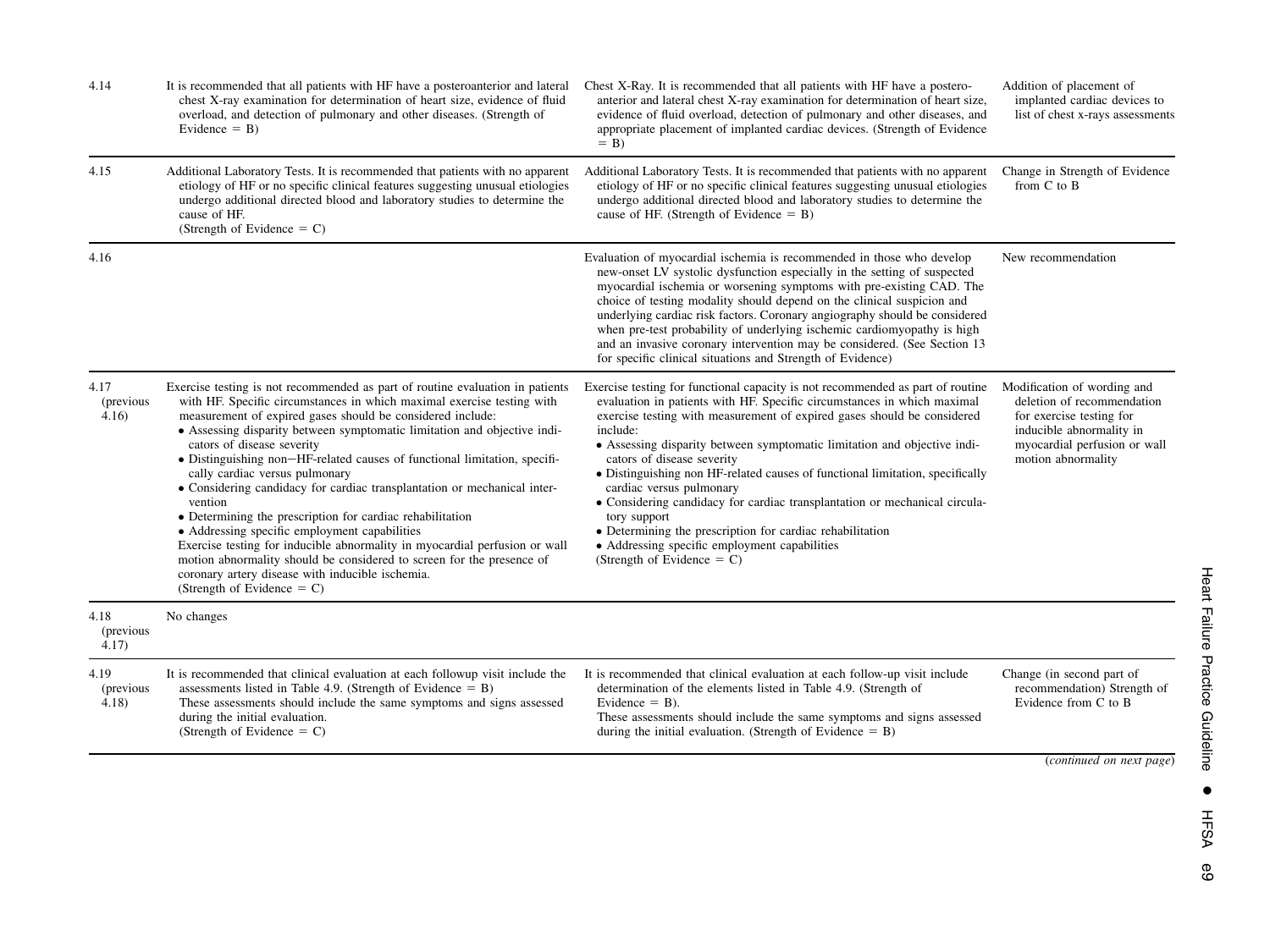| 4.14 | It is recommended that all patients with HF have a posteroanterior and lateral chest X-ray examination for determination of heart size, evidence of fluid overload, and detection of pulmonary and other diseases. (Strength of Evidence = B) | Chest X-Ray. It is recommended that all patients with HF have a posteroanterior and lateral chest X-ray examination for determination of heart size, evidence of fluid overload, detection of pulmonary and other diseases, and appropriate placement of implanted cardiac devices. (Strength of Evidence = B) | Addition of placement of implanted cardiac devices to list of chest x-rays assessments |
|---|---|---|---|
| 4.15 | Additional Laboratory Tests. It is recommended that patients with no apparent etiology of HF or no specific clinical features suggesting unusual etiologies undergo additional directed blood and laboratory studies to determine the cause of HF. (Strength of Evidence = C) | Additional Laboratory Tests. It is recommended that patients with no apparent etiology of HF or no specific clinical features suggesting unusual etiologies undergo additional directed blood and laboratory studies to determine the cause of HF. (Strength of Evidence = B) | Change in Strength of Evidence from C to B |
| 4.16 | | Evaluation of myocardial ischemia is recommended in those who develop new-onset LV systolic dysfunction especially in the setting of suspected myocardial ischemia or worsening symptoms with pre-existing CAD. The choice of testing modality should depend on the clinical suspicion and underlying cardiac risk factors. Coronary angiography should be considered when pre-test probability of underlying ischemic cardiomyopathy is high and an invasive coronary intervention may be considered. (See Section 13 for specific clinical situations and Strength of Evidence) | New recommendation |
| 4.17 (previous 4.16) | Exercise testing is not recommended as part of routine evaluation in patients with HF. Specific circumstances in which maximal exercise testing with measurement of expired gases should be considered include:<br>• Assessing disparity between symptomatic limitation and objective indicators of disease severity<br>• Distinguishing non−HF-related causes of functional limitation, specifically cardiac versus pulmonary<br>• Considering candidacy for cardiac transplantation or mechanical intervention<br>• Determining the prescription for cardiac rehabilitation<br>• Addressing specific employment capabilities<br>Exercise testing for inducible abnormality in myocardial perfusion or wall motion abnormality should be considered to screen for the presence of coronary artery disease with inducible ischemia.<br>(Strength of Evidence = C) | Exercise testing for functional capacity is not recommended as part of routine evaluation in patients with HF. Specific circumstances in which maximal exercise testing with measurement of expired gases should be considered include:<br>• Assessing disparity between symptomatic limitation and objective indicators of disease severity<br>• Distinguishing non HF-related causes of functional limitation, specifically cardiac versus pulmonary<br>• Considering candidacy for cardiac transplantation or mechanical circulatory support<br>• Determining the prescription for cardiac rehabilitation<br>• Addressing specific employment capabilities<br>(Strength of Evidence = C) | Modification of wording and deletion of recommendation for exercise testing for inducible abnormality in myocardial perfusion or wall motion abnormality |
| 4.18 (previous 4.17) | No changes | | |
| 4.19 (previous 4.18) | It is recommended that clinical evaluation at each followup visit include the assessments listed in Table 4.9. (Strength of Evidence = B)<br>These assessments should include the same symptoms and signs assessed during the initial evaluation.<br>(Strength of Evidence = C) | It is recommended that clinical evaluation at each follow-up visit include determination of the elements listed in Table 4.9. (Strength of Evidence = B).<br>These assessments should include the same symptoms and signs assessed during the initial evaluation. (Strength of Evidence = B) | Change (in second part of recommendation) Strength of Evidence from C to B |

(*continued on next page*)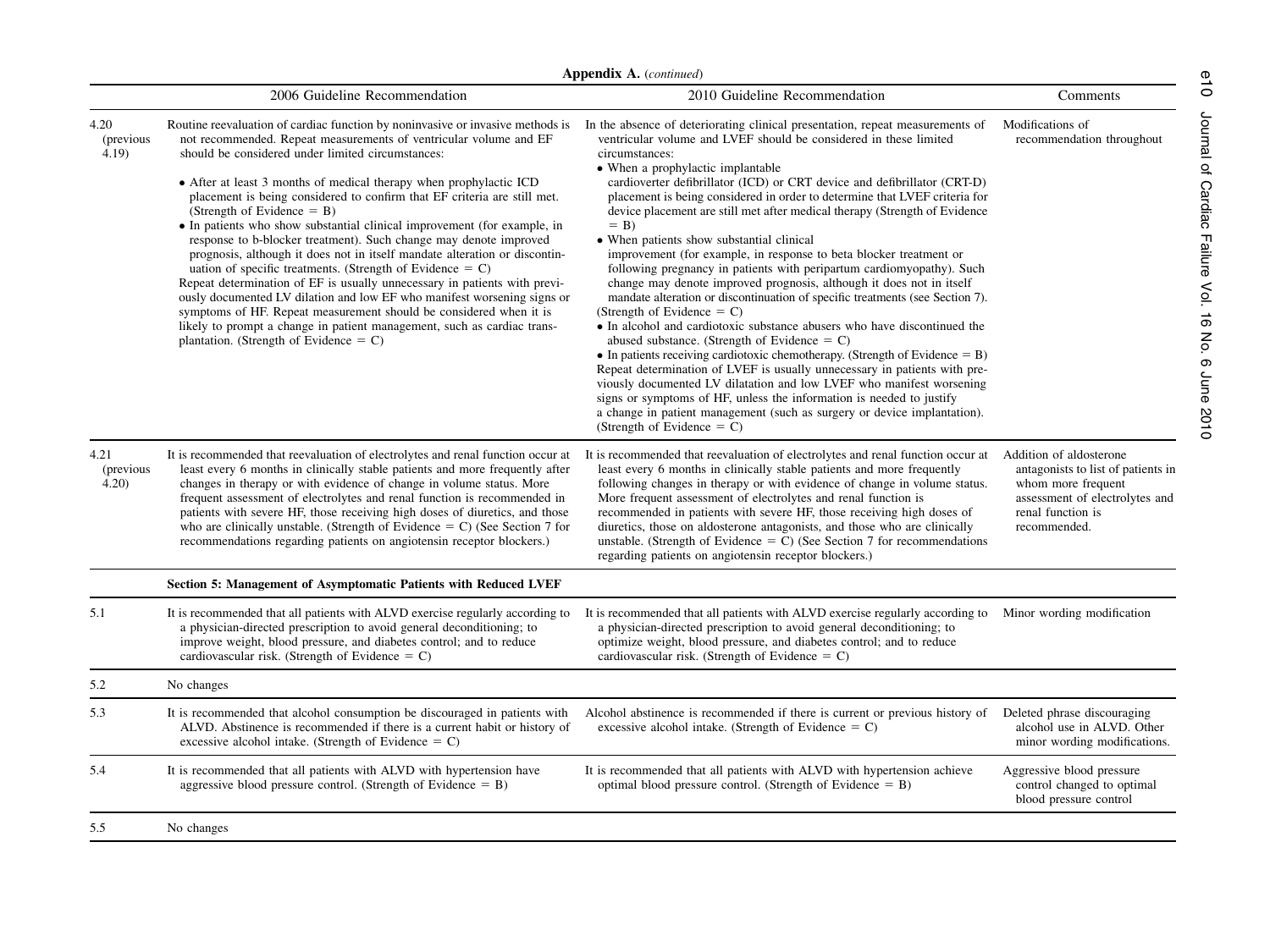**Appendix A.** (*continued*)

| | 2006 Guideline Recommendation | 2010 Guideline Recommendation | Comments |
|---|---|---|---|
| 4.20 (previous 4.19) | Routine reevaluation of cardiac function by noninvasive or invasive methods is not recommended. Repeat measurements of ventricular volume and EF should be considered under limited circumstances: • After at least 3 months of medical therapy when prophylactic ICD placement is being considered to confirm that EF criteria are still met. (Strength of Evidence = B) • In patients who show substantial clinical improvement (for example, in response to b-blocker treatment). Such change may denote improved prognosis, although it does not in itself mandate alteration or discontinuation of specific treatments. (Strength of Evidence = C) Repeat determination of EF is usually unnecessary in patients with previously documented LV dilation and low EF who manifest worsening signs or symptoms of HF. Repeat measurement should be considered when it is likely to prompt a change in patient management, such as cardiac transplantation. (Strength of Evidence = C) | In the absence of deteriorating clinical presentation, repeat measurements of ventricular volume and LVEF should be considered in these limited circumstances: • When a prophylactic implantable cardioverter defibrillator (ICD) or CRT device and defibrillator (CRT-D) placement is being considered in order to determine that LVEF criteria for device placement are still met after medical therapy (Strength of Evidence = B) • When patients show substantial clinical improvement (for example, in response to beta blocker treatment or following pregnancy in patients with peripartum cardiomyopathy). Such change may denote improved prognosis, although it does not in itself mandate alteration or discontinuation of specific treatments (see Section 7). (Strength of Evidence = C) • In alcohol and cardiotoxic substance abusers who have discontinued the abused substance. (Strength of Evidence = C) • In patients receiving cardiotoxic chemotherapy. (Strength of Evidence = B) Repeat determination of LVEF is usually unnecessary in patients with previously documented LV dilatation and low LVEF who manifest worsening signs or symptoms of HF, unless the information is needed to justify a change in patient management (such as surgery or device implantation). (Strength of Evidence = C) | Modifications of recommendation throughout |
| 4.21 (previous 4.20) | It is recommended that reevaluation of electrolytes and renal function occur at least every 6 months in clinically stable patients and more frequently after changes in therapy or with evidence of change in volume status. More frequent assessment of electrolytes and renal function is recommended in patients with severe HF, those receiving high doses of diuretics, and those who are clinically unstable. (Strength of Evidence = C) (See Section 7 for recommendations regarding patients on angiotensin receptor blockers.) | It is recommended that reevaluation of electrolytes and renal function occur at least every 6 months in clinically stable patients and more frequently following changes in therapy or with evidence of change in volume status. More frequent assessment of electrolytes and renal function is recommended in patients with severe HF, those receiving high doses of diuretics, those on aldosterone antagonists, and those who are clinically unstable. (Strength of Evidence = C) (See Section 7 for recommendations regarding patients on angiotensin receptor blockers.) | Addition of aldosterone antagonists to list of patients in whom more frequent assessment of electrolytes and renal function is recommended. |
| | **Section 5: Management of Asymptomatic Patients with Reduced LVEF** | | |
| 5.1 | It is recommended that all patients with ALVD exercise regularly according to a physician-directed prescription to avoid general deconditioning; to improve weight, blood pressure, and diabetes control; and to reduce cardiovascular risk. (Strength of Evidence = C) | It is recommended that all patients with ALVD exercise regularly according to a physician-directed prescription to avoid general deconditioning; to optimize weight, blood pressure, and diabetes control; and to reduce cardiovascular risk. (Strength of Evidence = C) | Minor wording modification |
| 5.2 | No changes | | |
| 5.3 | It is recommended that alcohol consumption be discouraged in patients with ALVD. Abstinence is recommended if there is a current habit or history of excessive alcohol intake. (Strength of Evidence = C) | Alcohol abstinence is recommended if there is current or previous history of excessive alcohol intake. (Strength of Evidence = C) | Deleted phrase discouraging alcohol use in ALVD. Other minor wording modifications. |
| 5.4 | It is recommended that all patients with ALVD with hypertension have aggressive blood pressure control. (Strength of Evidence = B) | It is recommended that all patients with ALVD with hypertension achieve optimal blood pressure control. (Strength of Evidence = B) | Aggressive blood pressure control changed to optimal blood pressure control |
| 5.5 | No changes | | |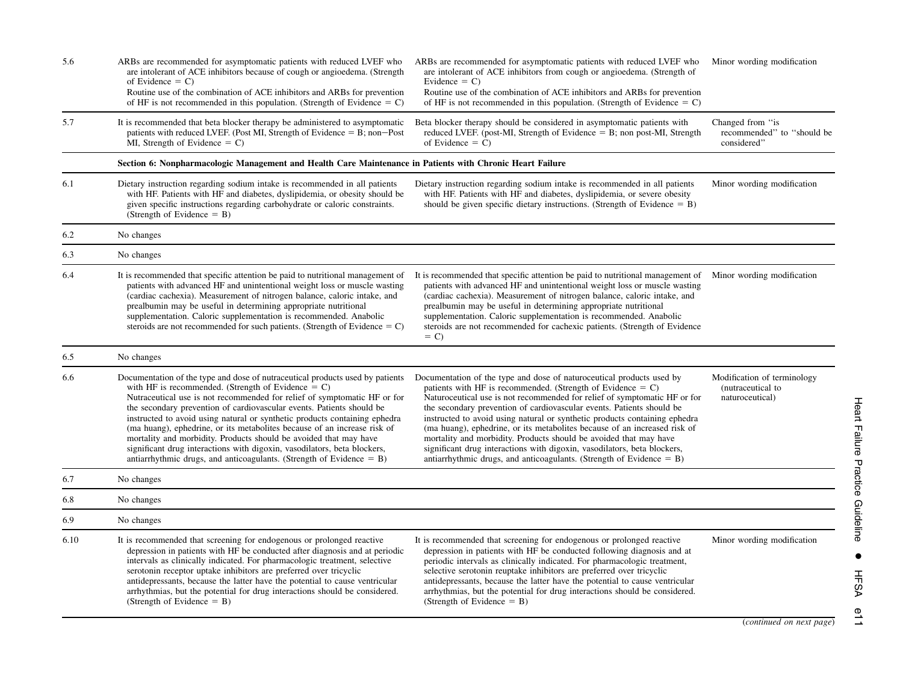| | | | |
|---|---|---|---|
| 5.6 | ARBs are recommended for asymptomatic patients with reduced LVEF who are intolerant of ACE inhibitors because of cough or angioedema. (Strength of Evidence = C)<br>Routine use of the combination of ACE inhibitors and ARBs for prevention of HF is not recommended in this population. (Strength of Evidence = C) | ARBs are recommended for asymptomatic patients with reduced LVEF who are intolerant of ACE inhibitors from cough or angioedema. (Strength of Evidence = C)<br>Routine use of the combination of ACE inhibitors and ARBs for prevention of HF is not recommended in this population. (Strength of Evidence = C) | Minor wording modification |
| 5.7 | It is recommended that beta blocker therapy be administered to asymptomatic patients with reduced LVEF. (Post MI, Strength of Evidence = B; non−Post MI, Strength of Evidence = C) | Beta blocker therapy should be considered in asymptomatic patients with reduced LVEF. (post-MI, Strength of Evidence = B; non post-MI, Strength of Evidence = C) | Changed from "is recommended" to "should be considered" |
| | **Section 6: Nonpharmacologic Management and Health Care Maintenance in Patients with Chronic Heart Failure** | | |
| 6.1 | Dietary instruction regarding sodium intake is recommended in all patients with HF. Patients with HF and diabetes, dyslipidemia, or obesity should be given specific instructions regarding carbohydrate or caloric constraints. (Strength of Evidence = B) | Dietary instruction regarding sodium intake is recommended in all patients with HF. Patients with HF and diabetes, dyslipidemia, or severe obesity should be given specific dietary instructions. (Strength of Evidence = B) | Minor wording modification |
| 6.2 | No changes | | |
| 6.3 | No changes | | |
| 6.4 | It is recommended that specific attention be paid to nutritional management of patients with advanced HF and unintentional weight loss or muscle wasting (cardiac cachexia). Measurement of nitrogen balance, caloric intake, and prealbumin may be useful in determining appropriate nutritional supplementation. Caloric supplementation is recommended. Anabolic steroids are not recommended for such patients. (Strength of Evidence = C) | It is recommended that specific attention be paid to nutritional management of patients with advanced HF and unintentional weight loss or muscle wasting (cardiac cachexia). Measurement of nitrogen balance, caloric intake, and prealbumin may be useful in determining appropriate nutritional supplementation. Caloric supplementation is recommended. Anabolic steroids are not recommended for cachexic patients. (Strength of Evidence = C) | Minor wording modification |
| 6.5 | No changes | | |
| 6.6 | Documentation of the type and dose of nutraceutical products used by patients with HF is recommended. (Strength of Evidence = C)<br>Nutraceutical use is not recommended for relief of symptomatic HF or for the secondary prevention of cardiovascular events. Patients should be instructed to avoid using natural or synthetic products containing ephedra (ma huang), ephedrine, or its metabolites because of an increase risk of mortality and morbidity. Products should be avoided that may have significant drug interactions with digoxin, vasodilators, beta blockers, antiarrhythmic drugs, and anticoagulants. (Strength of Evidence = B) | Documentation of the type and dose of naturoceutical products used by patients with HF is recommended. (Strength of Evidence = C)<br>Naturoceutical use is not recommended for relief of symptomatic HF or for the secondary prevention of cardiovascular events. Patients should be instructed to avoid using natural or synthetic products containing ephedra (ma huang), ephedrine, or its metabolites because of an increased risk of mortality and morbidity. Products should be avoided that may have significant drug interactions with digoxin, vasodilators, beta blockers, antiarrhythmic drugs, and anticoagulants. (Strength of Evidence = B) | Modification of terminology (nutraceutical to naturoceutical) |
| 6.7 | No changes | | |
| 6.8 | No changes | | |
| 6.9 | No changes | | |
| 6.10 | It is recommended that screening for endogenous or prolonged reactive depression in patients with HF be conducted after diagnosis and at periodic intervals as clinically indicated. For pharmacologic treatment, selective serotonin receptor uptake inhibitors are preferred over tricyclic antidepressants, because the latter have the potential to cause ventricular arrhythmias, but the potential for drug interactions should be considered. (Strength of Evidence = B) | It is recommended that screening for endogenous or prolonged reactive depression in patients with HF be conducted following diagnosis and at periodic intervals as clinically indicated. For pharmacologic treatment, selective serotonin reuptake inhibitors are preferred over tricyclic antidepressants, because the latter have the potential to cause ventricular arrhythmias, but the potential for drug interactions should be considered. (Strength of Evidence = B) | Minor wording modification |

(*continued on next page*)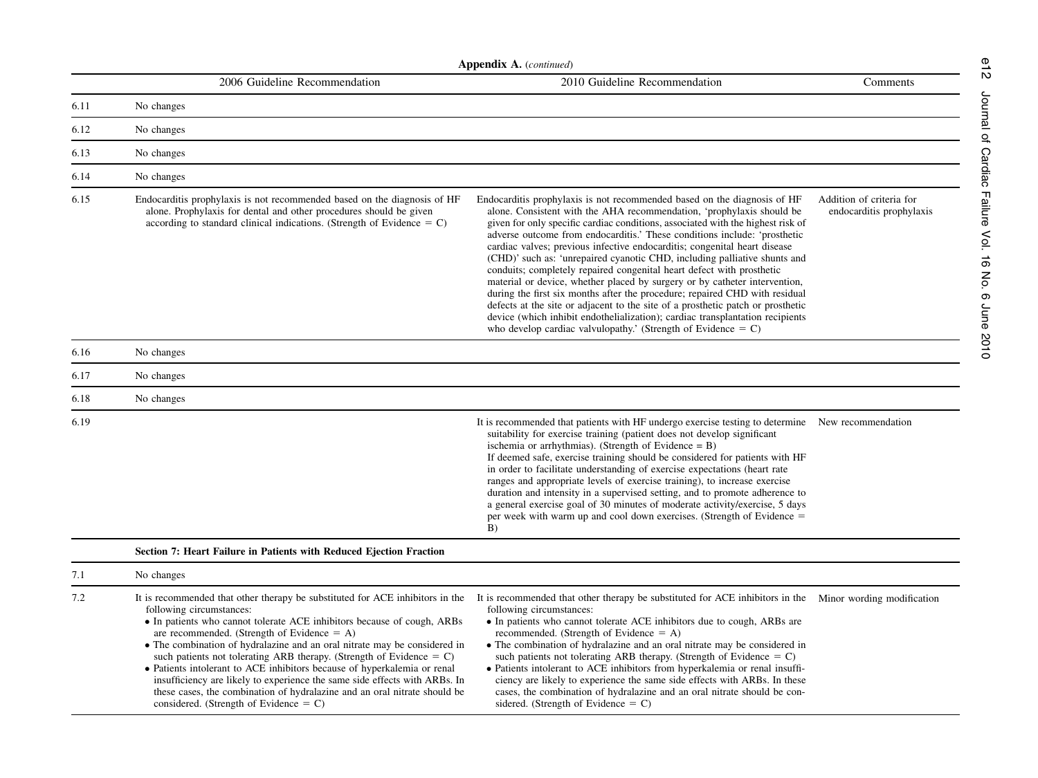**Appendix A.** (*continued*)

| | 2006 Guideline Recommendation | 2010 Guideline Recommendation | Comments |
|---|---|---|---|
| 6.11 | No changes | | |
| 6.12 | No changes | | |
| 6.13 | No changes | | |
| 6.14 | No changes | | |
| 6.15 | Endocarditis prophylaxis is not recommended based on the diagnosis of HF alone. Prophylaxis for dental and other procedures should be given according to standard clinical indications. (Strength of Evidence = C) | Endocarditis prophylaxis is not recommended based on the diagnosis of HF alone. Consistent with the AHA recommendation, 'prophylaxis should be given for only specific cardiac conditions, associated with the highest risk of adverse outcome from endocarditis.' These conditions include: 'prosthetic cardiac valves; previous infective endocarditis; congenital heart disease (CHD)' such as: 'unrepaired cyanotic CHD, including palliative shunts and conduits; completely repaired congenital heart defect with prosthetic material or device, whether placed by surgery or by catheter intervention, during the first six months after the procedure; repaired CHD with residual defects at the site or adjacent to the site of a prosthetic patch or prosthetic device (which inhibit endothelialization); cardiac transplantation recipients who develop cardiac valvulopathy.' (Strength of Evidence = C) | Addition of criteria for endocarditis prophylaxis |
| 6.16 | No changes | | |
| 6.17 | No changes | | |
| 6.18 | No changes | | |
| 6.19 | | It is recommended that patients with HF undergo exercise testing to determine suitability for exercise training (patient does not develop significant ischemia or arrhythmias). (Strength of Evidence = B)<br>If deemed safe, exercise training should be considered for patients with HF in order to facilitate understanding of exercise expectations (heart rate ranges and appropriate levels of exercise training), to increase exercise duration and intensity in a supervised setting, and to promote adherence to a general exercise goal of 30 minutes of moderate activity/exercise, 5 days per week with warm up and cool down exercises. (Strength of Evidence = B) | New recommendation |
| | **Section 7: Heart Failure in Patients with Reduced Ejection Fraction** | | |
| 7.1 | No changes | | |
| 7.2 | It is recommended that other therapy be substituted for ACE inhibitors in the following circumstances:<br>• In patients who cannot tolerate ACE inhibitors because of cough, ARBs are recommended. (Strength of Evidence = A)<br>• The combination of hydralazine and an oral nitrate may be considered in such patients not tolerating ARB therapy. (Strength of Evidence = C)<br>• Patients intolerant to ACE inhibitors because of hyperkalemia or renal insufficiency are likely to experience the same side effects with ARBs. In these cases, the combination of hydralazine and an oral nitrate should be considered. (Strength of Evidence = C) | It is recommended that other therapy be substituted for ACE inhibitors in the following circumstances:<br>• In patients who cannot tolerate ACE inhibitors due to cough, ARBs are recommended. (Strength of Evidence = A)<br>• The combination of hydralazine and an oral nitrate may be considered in such patients not tolerating ARB therapy. (Strength of Evidence = C)<br>• Patients intolerant to ACE inhibitors from hyperkalemia or renal insufficiency are likely to experience the same side effects with ARBs. In these cases, the combination of hydralazine and an oral nitrate should be considered. (Strength of Evidence = C) | Minor wording modification |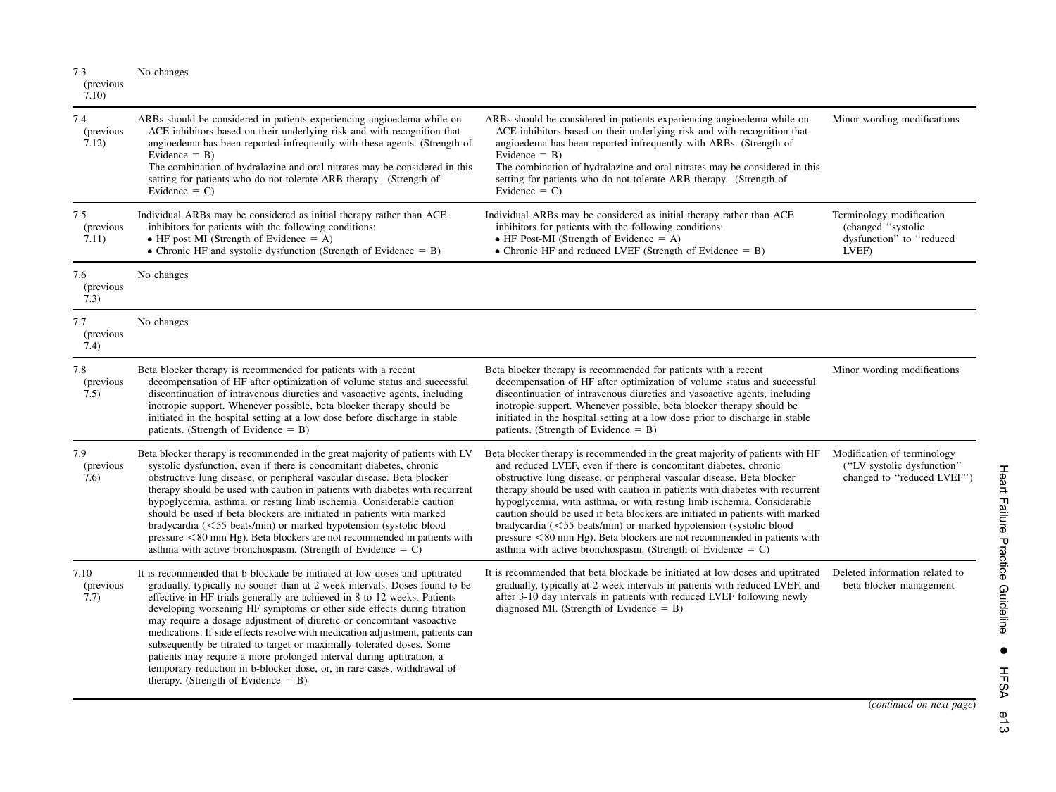| | | | |
|---|---|---|---|
| 7.3 (previous 7.10) | No changes | | |
| 7.4 (previous 7.12) | ARBs should be considered in patients experiencing angioedema while on ACE inhibitors based on their underlying risk and with recognition that angioedema has been reported infrequently with these agents. (Strength of Evidence = B)<br>The combination of hydralazine and oral nitrates may be considered in this setting for patients who do not tolerate ARB therapy. (Strength of Evidence = C) | ARBs should be considered in patients experiencing angioedema while on ACE inhibitors based on their underlying risk and with recognition that angioedema has been reported infrequently with ARBs. (Strength of Evidence = B)<br>The combination of hydralazine and oral nitrates may be considered in this setting for patients who do not tolerate ARB therapy. (Strength of Evidence = C) | Minor wording modifications |
| 7.5 (previous 7.11) | Individual ARBs may be considered as initial therapy rather than ACE inhibitors for patients with the following conditions:<br>• HF post MI (Strength of Evidence = A)<br>• Chronic HF and systolic dysfunction (Strength of Evidence = B) | Individual ARBs may be considered as initial therapy rather than ACE inhibitors for patients with the following conditions:<br>• HF Post-MI (Strength of Evidence = A)<br>• Chronic HF and reduced LVEF (Strength of Evidence = B) | Terminology modification (changed "systolic dysfunction" to "reduced LVEF) |
| 7.6 (previous 7.3) | No changes | | |
| 7.7 (previous 7.4) | No changes | | |
| 7.8 (previous 7.5) | Beta blocker therapy is recommended for patients with a recent decompensation of HF after optimization of volume status and successful discontinuation of intravenous diuretics and vasoactive agents, including inotropic support. Whenever possible, beta blocker therapy should be initiated in the hospital setting at a low dose before discharge in stable patients. (Strength of Evidence = B) | Beta blocker therapy is recommended for patients with a recent decompensation of HF after optimization of volume status and successful discontinuation of intravenous diuretics and vasoactive agents, including inotropic support. Whenever possible, beta blocker therapy should be initiated in the hospital setting at a low dose prior to discharge in stable patients. (Strength of Evidence = B) | Minor wording modifications |
| 7.9 (previous 7.6) | Beta blocker therapy is recommended in the great majority of patients with LV systolic dysfunction, even if there is concomitant diabetes, chronic obstructive lung disease, or peripheral vascular disease. Beta blocker therapy should be used with caution in patients with diabetes with recurrent hypoglycemia, asthma, or resting limb ischemia. Considerable caution should be used if beta blockers are initiated in patients with marked bradycardia (<55 beats/min) or marked hypotension (systolic blood pressure <80 mm Hg). Beta blockers are not recommended in patients with asthma with active bronchospasm. (Strength of Evidence = C) | Beta blocker therapy is recommended in the great majority of patients with HF and reduced LVEF, even if there is concomitant diabetes, chronic obstructive lung disease, or peripheral vascular disease. Beta blocker therapy should be used with caution in patients with diabetes with recurrent hypoglycemia, with asthma, or with resting limb ischemia. Considerable caution should be used if beta blockers are initiated in patients with marked bradycardia (<55 beats/min) or marked hypotension (systolic blood pressure <80 mm Hg). Beta blockers are not recommended in patients with asthma with active bronchospasm. (Strength of Evidence = C) | Modification of terminology ("LV systolic dysfunction" changed to "reduced LVEF") |
| 7.10 (previous 7.7) | It is recommended that b-blockade be initiated at low doses and uptitrated gradually, typically no sooner than at 2-week intervals. Doses found to be effective in HF trials generally are achieved in 8 to 12 weeks. Patients developing worsening HF symptoms or other side effects during titration may require a dosage adjustment of diuretic or concomitant vasoactive medications. If side effects resolve with medication adjustment, patients can subsequently be titrated to target or maximally tolerated doses. Some patients may require a more prolonged interval during uptitration, a temporary reduction in b-blocker dose, or, in rare cases, withdrawal of therapy. (Strength of Evidence = B) | It is recommended that beta blockade be initiated at low doses and uptitrated gradually, typically at 2-week intervals in patients with reduced LVEF, and after 3-10 day intervals in patients with reduced LVEF following newly diagnosed MI. (Strength of Evidence = B) | Deleted information related to beta blocker management |

(*continued on next page*)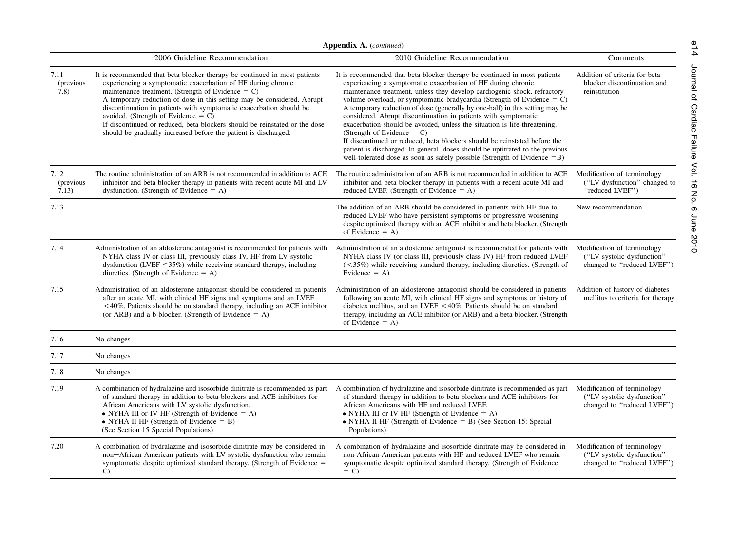**Appendix A.** (*continued*)

| | 2006 Guideline Recommendation | 2010 Guideline Recommendation | Comments |
|---|---|---|---|
| 7.11 (previous 7.8) | It is recommended that beta blocker therapy be continued in most patients experiencing a symptomatic exacerbation of HF during chronic maintenance treatment. (Strength of Evidence = C)<br>A temporary reduction of dose in this setting may be considered. Abrupt discontinuation in patients with symptomatic exacerbation should be avoided. (Strength of Evidence = C)<br>If discontinued or reduced, beta blockers should be reinstated or the dose should be gradually increased before the patient is discharged. | It is recommended that beta blocker therapy be continued in most patients experiencing a symptomatic exacerbation of HF during chronic maintenance treatment, unless they develop cardiogenic shock, refractory volume overload, or symptomatic bradycardia (Strength of Evidence = C)<br>A temporary reduction of dose (generally by one-half) in this setting may be considered. Abrupt discontinuation in patients with symptomatic exacerbation should be avoided, unless the situation is life-threatening. (Strength of Evidence = C)<br>If discontinued or reduced, beta blockers should be reinstated before the patient is discharged. In general, doses should be uptitrated to the previous well-tolerated dose as soon as safely possible (Strength of Evidence =B) | Addition of criteria for beta blocker discontinuation and reinstitution |
| 7.12 (previous 7.13) | The routine administration of an ARB is not recommended in addition to ACE inhibitor and beta blocker therapy in patients with recent acute MI and LV dysfunction. (Strength of Evidence = A) | The routine administration of an ARB is not recommended in addition to ACE inhibitor and beta blocker therapy in patients with a recent acute MI and reduced LVEF. (Strength of Evidence = A) | Modification of terminology ("LV dysfunction" changed to "reduced LVEF") |
| 7.13 | | The addition of an ARB should be considered in patients with HF due to reduced LVEF who have persistent symptoms or progressive worsening despite optimized therapy with an ACE inhibitor and beta blocker. (Strength of Evidence = A) | New recommendation |
| 7.14 | Administration of an aldosterone antagonist is recommended for patients with NYHA class IV or class III, previously class IV, HF from LV systolic dysfunction (LVEF ≤35%) while receiving standard therapy, including diuretics. (Strength of Evidence = A) | Administration of an aldosterone antagonist is recommended for patients with NYHA class IV (or class III, previously class IV) HF from reduced LVEF (<35%) while receiving standard therapy, including diuretics. (Strength of Evidence = A) | Modification of terminology ("LV systolic dysfunction" changed to "reduced LVEF") |
| 7.15 | Administration of an aldosterone antagonist should be considered in patients after an acute MI, with clinical HF signs and symptoms and an LVEF <40%. Patients should be on standard therapy, including an ACE inhibitor (or ARB) and a b-blocker. (Strength of Evidence = A) | Administration of an aldosterone antagonist should be considered in patients following an acute MI, with clinical HF signs and symptoms or history of diabetes mellitus, and an LVEF <40%. Patients should be on standard therapy, including an ACE inhibitor (or ARB) and a beta blocker. (Strength of Evidence = A) | Addition of history of diabetes mellitus to criteria for therapy |
| 7.16 | No changes | | |
| 7.17 | No changes | | |
| 7.18 | No changes | | |
| 7.19 | A combination of hydralazine and isosorbide dinitrate is recommended as part of standard therapy in addition to beta blockers and ACE inhibitors for African Americans with LV systolic dysfunction.<br>• NYHA III or IV HF (Strength of Evidence = A)<br>• NYHA II HF (Strength of Evidence = B)<br>(See Section 15 Special Populations) | A combination of hydralazine and isosorbide dinitrate is recommended as part of standard therapy in addition to beta blockers and ACE inhibitors for African Americans with HF and reduced LVEF.<br>• NYHA III or IV HF (Strength of Evidence = A)<br>• NYHA II HF (Strength of Evidence = B) (See Section 15: Special Populations) | Modification of terminology ("LV systolic dysfunction" changed to "reduced LVEF") |
| 7.20 | A combination of hydralazine and isosorbide dinitrate may be considered in non−African American patients with LV systolic dysfunction who remain symptomatic despite optimized standard therapy. (Strength of Evidence = C) | A combination of hydralazine and isosorbide dinitrate may be considered in non-African-American patients with HF and reduced LVEF who remain symptomatic despite optimized standard therapy. (Strength of Evidence = C) | Modification of terminology ("LV systolic dysfunction" changed to "reduced LVEF") |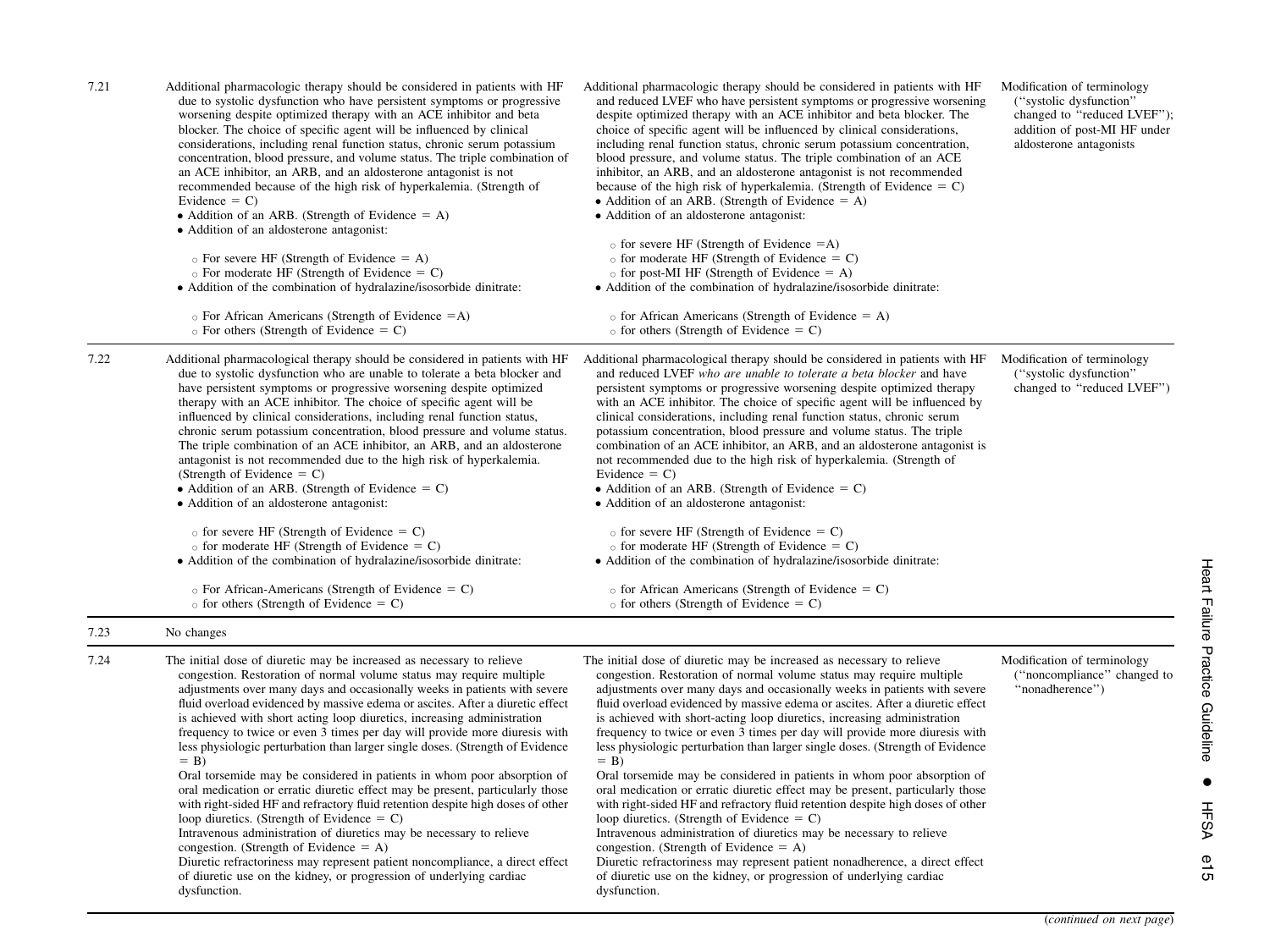| | | | |
|---|---|---|---|
| 7.21 | Additional pharmacologic therapy should be considered in patients with HF due to systolic dysfunction who have persistent symptoms or progressive worsening despite optimized therapy with an ACE inhibitor and beta blocker. The choice of specific agent will be influenced by clinical considerations, including renal function status, chronic serum potassium concentration, blood pressure, and volume status. The triple combination of an ACE inhibitor, an ARB, and an aldosterone antagonist is not recommended because of the high risk of hyperkalemia. (Strength of Evidence = C)<br>• Addition of an ARB. (Strength of Evidence = A)<br>• Addition of an aldosterone antagonist:<br>○ For severe HF (Strength of Evidence = A)<br>○ For moderate HF (Strength of Evidence = C)<br>• Addition of the combination of hydralazine/isosorbide dinitrate:<br>○ For African Americans (Strength of Evidence =A)<br>○ For others (Strength of Evidence = C) | Additional pharmacologic therapy should be considered in patients with HF and reduced LVEF who have persistent symptoms or progressive worsening despite optimized therapy with an ACE inhibitor and beta blocker. The choice of specific agent will be influenced by clinical considerations, including renal function status, chronic serum potassium concentration, blood pressure, and volume status. The triple combination of an ACE inhibitor, an ARB, and an aldosterone antagonist is not recommended because of the high risk of hyperkalemia. (Strength of Evidence = C)<br>• Addition of an ARB. (Strength of Evidence = A)<br>• Addition of an aldosterone antagonist:<br>○ for severe HF (Strength of Evidence =A)<br>○ for moderate HF (Strength of Evidence = C)<br>○ for post-MI HF (Strength of Evidence = A)<br>• Addition of the combination of hydralazine/isosorbide dinitrate:<br>○ for African Americans (Strength of Evidence = A)<br>○ for others (Strength of Evidence = C) | Modification of terminology ("systolic dysfunction" changed to "reduced LVEF"); addition of post-MI HF under aldosterone antagonists |
| 7.22 | Additional pharmacological therapy should be considered in patients with HF due to systolic dysfunction who are unable to tolerate a beta blocker and have persistent symptoms or progressive worsening despite optimized therapy with an ACE inhibitor. The choice of specific agent will be influenced by clinical considerations, including renal function status, chronic serum potassium concentration, blood pressure and volume status. The triple combination of an ACE inhibitor, an ARB, and an aldosterone antagonist is not recommended due to the high risk of hyperkalemia. (Strength of Evidence = C)<br>• Addition of an ARB. (Strength of Evidence = C)<br>• Addition of an aldosterone antagonist:<br>○ for severe HF (Strength of Evidence = C)<br>○ for moderate HF (Strength of Evidence = C)<br>• Addition of the combination of hydralazine/isosorbide dinitrate:<br>○ For African-Americans (Strength of Evidence = C)<br>○ for others (Strength of Evidence = C) | Additional pharmacological therapy should be considered in patients with HF and reduced LVEF *who are unable to tolerate a beta blocker* and have persistent symptoms or progressive worsening despite optimized therapy with an ACE inhibitor. The choice of specific agent will be influenced by clinical considerations, including renal function status, chronic serum potassium concentration, blood pressure and volume status. The triple combination of an ACE inhibitor, an ARB, and an aldosterone antagonist is not recommended due to the high risk of hyperkalemia. (Strength of Evidence = C)<br>• Addition of an ARB. (Strength of Evidence = C)<br>• Addition of an aldosterone antagonist:<br>○ for severe HF (Strength of Evidence = C)<br>○ for moderate HF (Strength of Evidence = C)<br>• Addition of the combination of hydralazine/isosorbide dinitrate:<br>○ for African Americans (Strength of Evidence = C)<br>○ for others (Strength of Evidence = C) | Modification of terminology ("systolic dysfunction" changed to "reduced LVEF") |
| 7.23 | No changes | | |
| 7.24 | The initial dose of diuretic may be increased as necessary to relieve congestion. Restoration of normal volume status may require multiple adjustments over many days and occasionally weeks in patients with severe fluid overload evidenced by massive edema or ascites. After a diuretic effect is achieved with short acting loop diuretics, increasing administration frequency to twice or even 3 times per day will provide more diuresis with less physiologic perturbation than larger single doses. (Strength of Evidence = B)<br>Oral torsemide may be considered in patients in whom poor absorption of oral medication or erratic diuretic effect may be present, particularly those with right-sided HF and refractory fluid retention despite high doses of other loop diuretics. (Strength of Evidence = C)<br>Intravenous administration of diuretics may be necessary to relieve congestion. (Strength of Evidence = A)<br>Diuretic refractoriness may represent patient noncompliance, a direct effect of diuretic use on the kidney, or progression of underlying cardiac dysfunction. | The initial dose of diuretic may be increased as necessary to relieve congestion. Restoration of normal volume status may require multiple adjustments over many days and occasionally weeks in patients with severe fluid overload evidenced by massive edema or ascites. After a diuretic effect is achieved with short-acting loop diuretics, increasing administration frequency to twice or even 3 times per day will provide more diuresis with less physiologic perturbation than larger single doses. (Strength of Evidence = B)<br>Oral torsemide may be considered in patients in whom poor absorption of oral medication or erratic diuretic effect may be present, particularly those with right-sided HF and refractory fluid retention despite high doses of other loop diuretics. (Strength of Evidence = C)<br>Intravenous administration of diuretics may be necessary to relieve congestion. (Strength of Evidence = A)<br>Diuretic refractoriness may represent patient nonadherence, a direct effect of diuretic use on the kidney, or progression of underlying cardiac dysfunction. | Modification of terminology ("noncompliance" changed to "nonadherence") |

(*continued on next page*)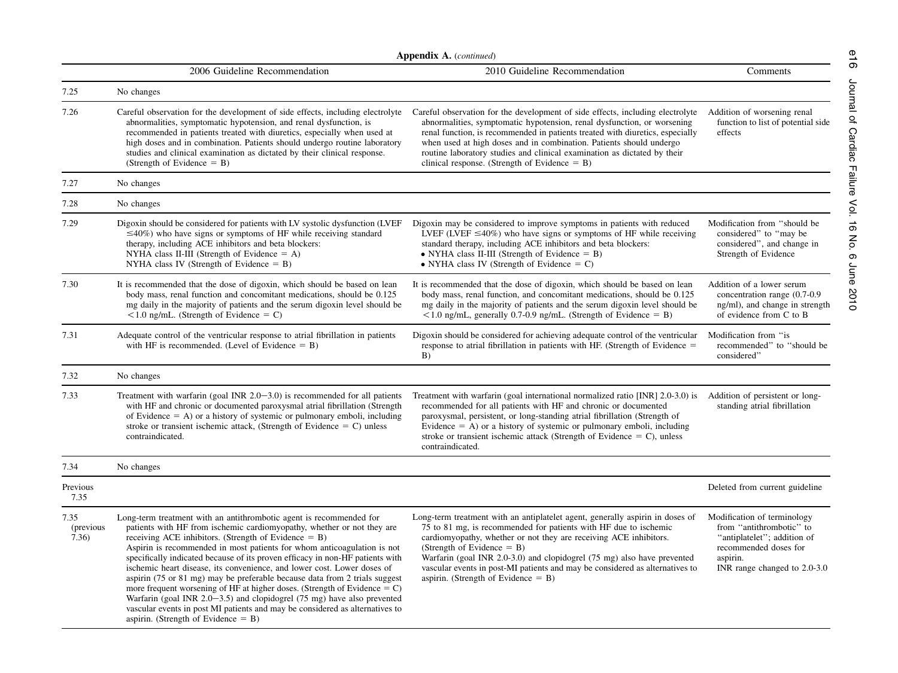**Appendix A.** (*continued*)

| | 2006 Guideline Recommendation | 2010 Guideline Recommendation | Comments |
|---|---|---|---|
| 7.25 | No changes | | |
| 7.26 | Careful observation for the development of side effects, including electrolyte abnormalities, symptomatic hypotension, and renal dysfunction, is recommended in patients treated with diuretics, especially when used at high doses and in combination. Patients should undergo routine laboratory studies and clinical examination as dictated by their clinical response. (Strength of Evidence = B) | Careful observation for the development of side effects, including electrolyte abnormalities, symptomatic hypotension, renal dysfunction, or worsening renal function, is recommended in patients treated with diuretics, especially when used at high doses and in combination. Patients should undergo routine laboratory studies and clinical examination as dictated by their clinical response. (Strength of Evidence = B) | Addition of worsening renal function to list of potential side effects |
| 7.27 | No changes | | |
| 7.28 | No changes | | |
| 7.29 | Digoxin should be considered for patients with LV systolic dysfunction (LVEF ≤40%) who have signs or symptoms of HF while receiving standard therapy, including ACE inhibitors and beta blockers: NYHA class II-III (Strength of Evidence = A) NYHA class IV (Strength of Evidence = B) | Digoxin may be considered to improve symptoms in patients with reduced LVEF (LVEF ≤40%) who have signs or symptoms of HF while receiving standard therapy, including ACE inhibitors and beta blockers: • NYHA class II-III (Strength of Evidence = B) • NYHA class IV (Strength of Evidence = C) | Modification from "should be considered" to "may be considered", and change in Strength of Evidence |
| 7.30 | It is recommended that the dose of digoxin, which should be based on lean body mass, renal function and concomitant medications, should be 0.125 mg daily in the majority of patients and the serum digoxin level should be <1.0 ng/mL. (Strength of Evidence = C) | It is recommended that the dose of digoxin, which should be based on lean body mass, renal function, and concomitant medications, should be 0.125 mg daily in the majority of patients and the serum digoxin level should be <1.0 ng/mL, generally 0.7-0.9 ng/mL. (Strength of Evidence = B) | Addition of a lower serum concentration range (0.7-0.9 ng/ml), and change in strength of evidence from C to B |
| 7.31 | Adequate control of the ventricular response to atrial fibrillation in patients with HF is recommended. (Level of Evidence = B) | Digoxin should be considered for achieving adequate control of the ventricular response to atrial fibrillation in patients with HF. (Strength of Evidence = B) | Modification from "is recommended" to "should be considered" |
| 7.32 | No changes | | |
| 7.33 | Treatment with warfarin (goal INR 2.0–3.0) is recommended for all patients with HF and chronic or documented paroxysmal atrial fibrillation (Strength of Evidence = A) or a history of systemic or pulmonary emboli, including stroke or transient ischemic attack, (Strength of Evidence = C) unless contraindicated. | Treatment with warfarin (goal international normalized ratio [INR] 2.0-3.0) is recommended for all patients with HF and chronic or documented paroxysmal, persistent, or long-standing atrial fibrillation (Strength of Evidence = A) or a history of systemic or pulmonary emboli, including stroke or transient ischemic attack (Strength of Evidence = C), unless contraindicated. | Addition of persistent or long-standing atrial fibrillation |
| 7.34 | No changes | | |
| Previous 7.35 | | | Deleted from current guideline |
| 7.35 (previous 7.36) | Long-term treatment with an antithrombotic agent is recommended for patients with HF from ischemic cardiomyopathy, whether or not they are receiving ACE inhibitors. (Strength of Evidence = B) Aspirin is recommended in most patients for whom anticoagulation is not specifically indicated because of its proven efficacy in non-HF patients with ischemic heart disease, its convenience, and lower cost. Lower doses of aspirin (75 or 81 mg) may be preferable because data from 2 trials suggest more frequent worsening of HF at higher doses. (Strength of Evidence = C) Warfarin (goal INR 2.0–3.5) and clopidogrel (75 mg) have also prevented vascular events in post MI patients and may be considered as alternatives to aspirin. (Strength of Evidence = B) | Long-term treatment with an antiplatelet agent, generally aspirin in doses of 75 to 81 mg, is recommended for patients with HF due to ischemic cardiomyopathy, whether or not they are receiving ACE inhibitors. (Strength of Evidence = B) Warfarin (goal INR 2.0-3.0) and clopidogrel (75 mg) also have prevented vascular events in post-MI patients and may be considered as alternatives to aspirin. (Strength of Evidence = B) | Modification of terminology from "antithrombotic" to "antiplatelet"; addition of recommended doses for aspirin. INR range changed to 2.0-3.0 |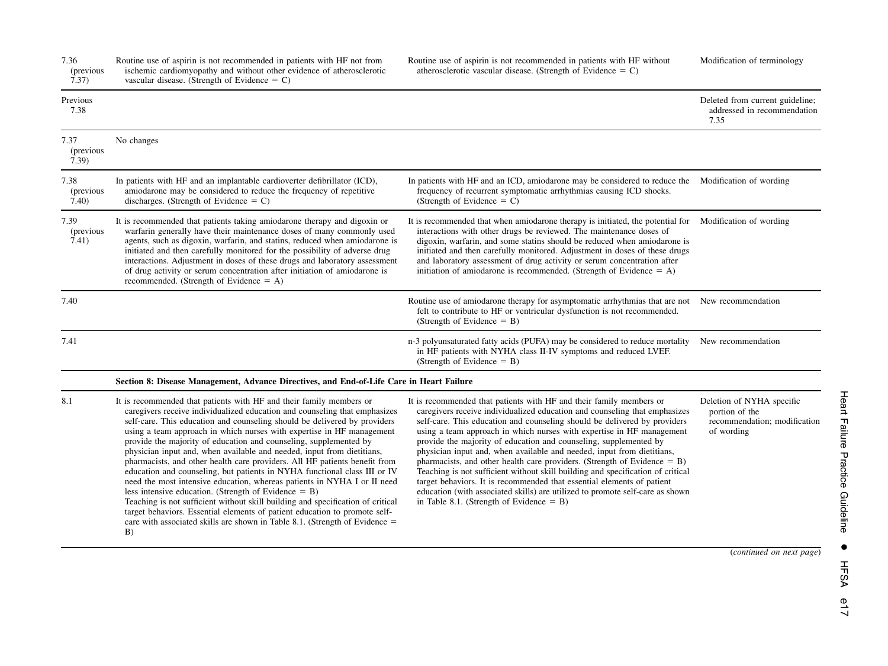| | | | |
|---|---|---|---|
| 7.36 (previous 7.37) | Routine use of aspirin is not recommended in patients with HF not from ischemic cardiomyopathy and without other evidence of atherosclerotic vascular disease. (Strength of Evidence = C) | Routine use of aspirin is not recommended in patients with HF without atherosclerotic vascular disease. (Strength of Evidence = C) | Modification of terminology |
| Previous 7.38 | | | Deleted from current guideline; addressed in recommendation 7.35 |
| 7.37 (previous 7.39) | No changes | | |
| 7.38 (previous 7.40) | In patients with HF and an implantable cardioverter defibrillator (ICD), amiodarone may be considered to reduce the frequency of repetitive discharges. (Strength of Evidence = C) | In patients with HF and an ICD, amiodarone may be considered to reduce the frequency of recurrent symptomatic arrhythmias causing ICD shocks. (Strength of Evidence = C) | Modification of wording |
| 7.39 (previous 7.41) | It is recommended that patients taking amiodarone therapy and digoxin or warfarin generally have their maintenance doses of many commonly used agents, such as digoxin, warfarin, and statins, reduced when amiodarone is initiated and then carefully monitored for the possibility of adverse drug interactions. Adjustment in doses of these drugs and laboratory assessment of drug activity or serum concentration after initiation of amiodarone is recommended. (Strength of Evidence = A) | It is recommended that when amiodarone therapy is initiated, the potential for interactions with other drugs be reviewed. The maintenance doses of digoxin, warfarin, and some statins should be reduced when amiodarone is initiated and then carefully monitored. Adjustment in doses of these drugs and laboratory assessment of drug activity or serum concentration after initiation of amiodarone is recommended. (Strength of Evidence = A) | Modification of wording |
| 7.40 | | Routine use of amiodarone therapy for asymptomatic arrhythmias that are not felt to contribute to HF or ventricular dysfunction is not recommended. (Strength of Evidence = B) | New recommendation |
| 7.41 | | n-3 polyunsaturated fatty acids (PUFA) may be considered to reduce mortality in HF patients with NYHA class II-IV symptoms and reduced LVEF. (Strength of Evidence = B) | New recommendation |
| | **Section 8: Disease Management, Advance Directives, and End-of-Life Care in Heart Failure** | | |
| 8.1 | It is recommended that patients with HF and their family members or caregivers receive individualized education and counseling that emphasizes self-care. This education and counseling should be delivered by providers using a team approach in which nurses with expertise in HF management provide the majority of education and counseling, supplemented by physician input and, when available and needed, input from dietitians, pharmacists, and other health care providers. All HF patients benefit from education and counseling, but patients in NYHA functional class III or IV need the most intensive education, whereas patients in NYHA I or II need less intensive education. (Strength of Evidence = B) Teaching is not sufficient without skill building and specification of critical target behaviors. Essential elements of patient education to promote self-care with associated skills are shown in Table 8.1. (Strength of Evidence = B) | It is recommended that patients with HF and their family members or caregivers receive individualized education and counseling that emphasizes self-care. This education and counseling should be delivered by providers using a team approach in which nurses with expertise in HF management provide the majority of education and counseling, supplemented by physician input and, when available and needed, input from dietitians, pharmacists, and other health care providers. (Strength of Evidence = B) Teaching is not sufficient without skill building and specification of critical target behaviors. It is recommended that essential elements of patient education (with associated skills) are utilized to promote self-care as shown in Table 8.1. (Strength of Evidence = B) | Deletion of NYHA specific portion of the recommendation; modification of wording |

(*continued on next page*)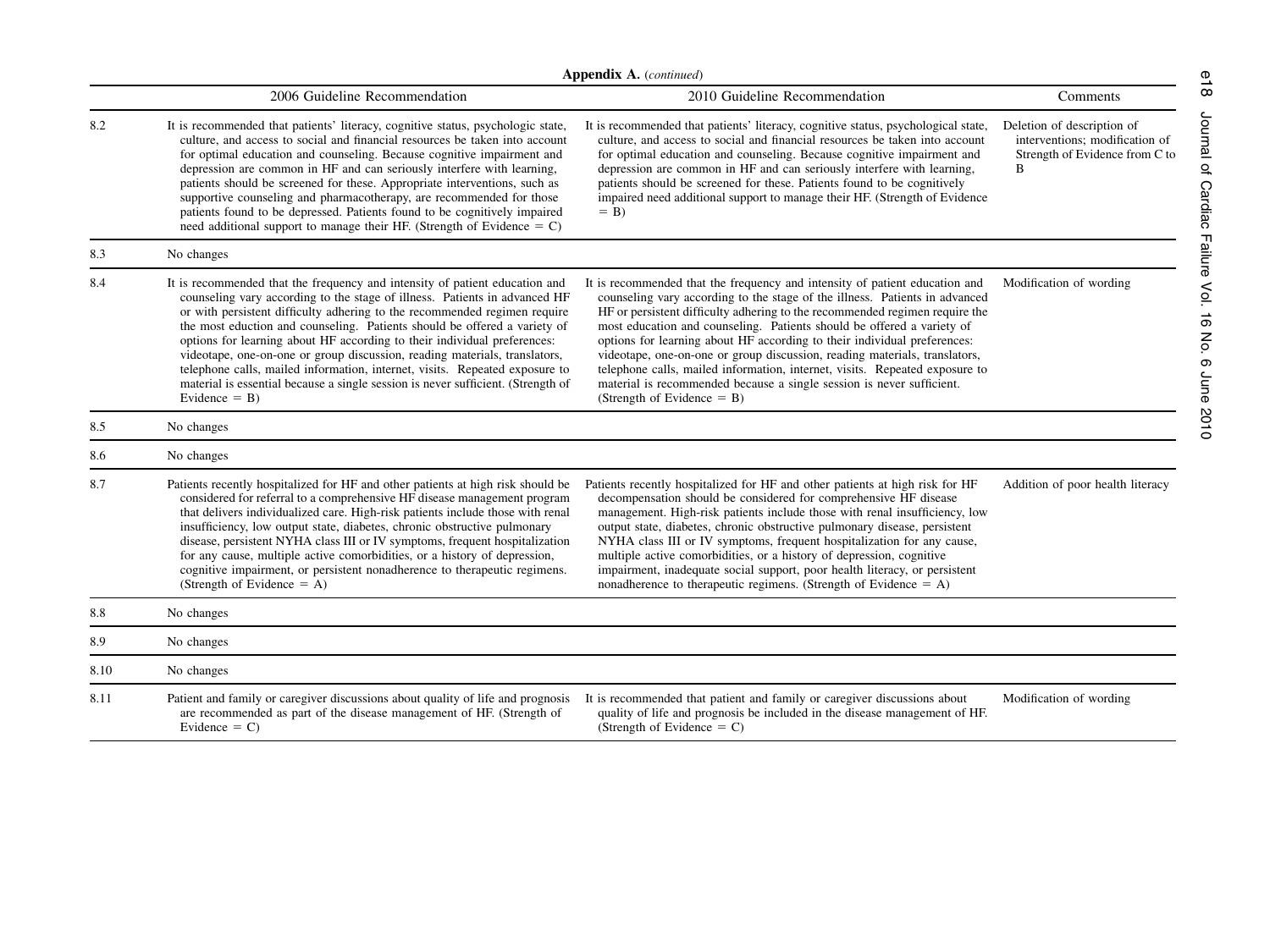**Appendix A.** (*continued*)

| | 2006 Guideline Recommendation | 2010 Guideline Recommendation | Comments |
|---|---|---|---|
| 8.2 | It is recommended that patients' literacy, cognitive status, psychologic state, culture, and access to social and financial resources be taken into account for optimal education and counseling. Because cognitive impairment and depression are common in HF and can seriously interfere with learning, patients should be screened for these. Appropriate interventions, such as supportive counseling and pharmacotherapy, are recommended for those patients found to be depressed. Patients found to be cognitively impaired need additional support to manage their HF. (Strength of Evidence = C) | It is recommended that patients' literacy, cognitive status, psychological state, culture, and access to social and financial resources be taken into account for optimal education and counseling. Because cognitive impairment and depression are common in HF and can seriously interfere with learning, patients should be screened for these. Patients found to be cognitively impaired need additional support to manage their HF. (Strength of Evidence = B) | Deletion of description of interventions; modification of Strength of Evidence from C to B |
| 8.3 | No changes | | |
| 8.4 | It is recommended that the frequency and intensity of patient education and counseling vary according to the stage of illness. Patients in advanced HF or with persistent difficulty adhering to the recommended regimen require the most eduction and counseling. Patients should be offered a variety of options for learning about HF according to their individual preferences: videotape, one-on-one or group discussion, reading materials, translators, telephone calls, mailed information, internet, visits. Repeated exposure to material is essential because a single session is never sufficient. (Strength of Evidence = B) | It is recommended that the frequency and intensity of patient education and counseling vary according to the stage of the illness. Patients in advanced HF or persistent difficulty adhering to the recommended regimen require the most education and counseling. Patients should be offered a variety of options for learning about HF according to their individual preferences: videotape, one-on-one or group discussion, reading materials, translators, telephone calls, mailed information, internet, visits. Repeated exposure to material is recommended because a single session is never sufficient. (Strength of Evidence = B) | Modification of wording |
| 8.5 | No changes | | |
| 8.6 | No changes | | |
| 8.7 | Patients recently hospitalized for HF and other patients at high risk should be considered for referral to a comprehensive HF disease management program that delivers individualized care. High-risk patients include those with renal insufficiency, low output state, diabetes, chronic obstructive pulmonary disease, persistent NYHA class III or IV symptoms, frequent hospitalization for any cause, multiple active comorbidities, or a history of depression, cognitive impairment, or persistent nonadherence to therapeutic regimens. (Strength of Evidence = A) | Patients recently hospitalized for HF and other patients at high risk for HF decompensation should be considered for comprehensive HF disease management. High-risk patients include those with renal insufficiency, low output state, diabetes, chronic obstructive pulmonary disease, persistent NYHA class III or IV symptoms, frequent hospitalization for any cause, multiple active comorbidities, or a history of depression, cognitive impairment, inadequate social support, poor health literacy, or persistent nonadherence to therapeutic regimens. (Strength of Evidence = A) | Addition of poor health literacy |
| 8.8 | No changes | | |
| 8.9 | No changes | | |
| 8.10 | No changes | | |
| 8.11 | Patient and family or caregiver discussions about quality of life and prognosis are recommended as part of the disease management of HF. (Strength of Evidence = C) | It is recommended that patient and family or caregiver discussions about quality of life and prognosis be included in the disease management of HF. (Strength of Evidence = C) | Modification of wording |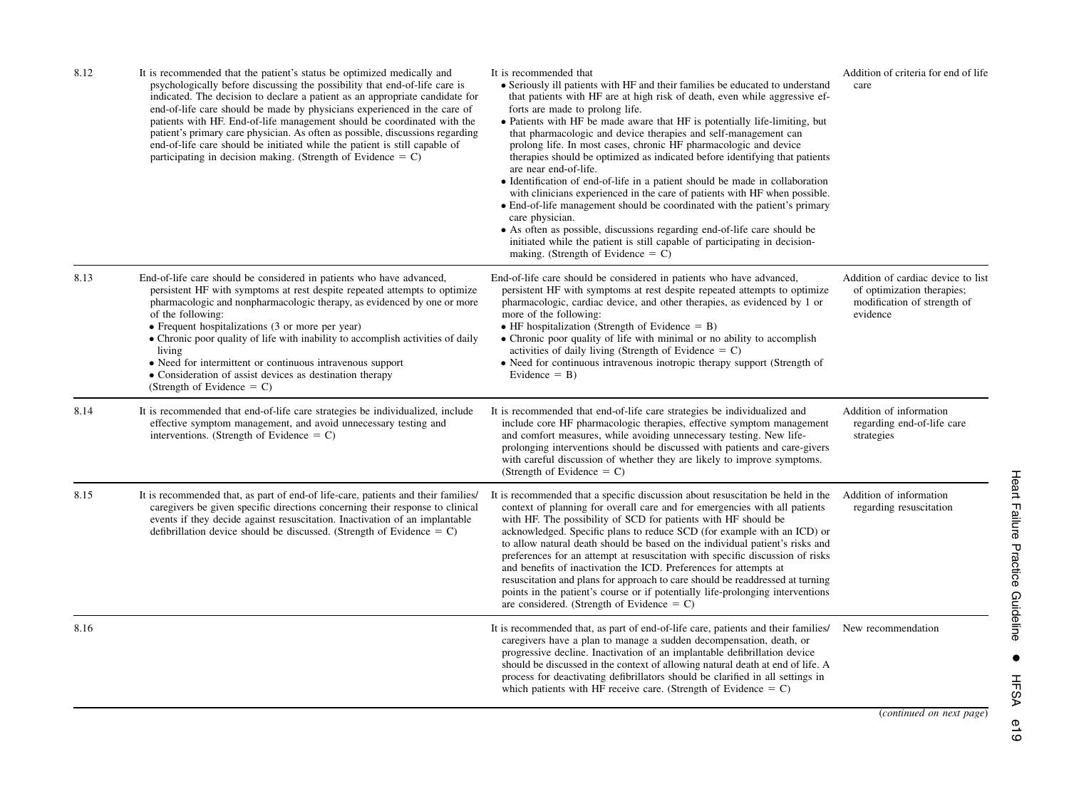| | | | |
|---|---|---|---|
| 8.12 | It is recommended that the patient's status be optimized medically and psychologically before discussing the possibility that end-of-life care is indicated. The decision to declare a patient as an appropriate candidate for end-of-life care should be made by physicians experienced in the care of patients with HF. End-of-life management should be coordinated with the patient's primary care physician. As often as possible, discussions regarding end-of-life care should be initiated while the patient is still capable of participating in decision making. (Strength of Evidence = C) | It is recommended that<br>• Seriously ill patients with HF and their families be educated to understand that patients with HF are at high risk of death, even while aggressive efforts are made to prolong life.<br>• Patients with HF be made aware that HF is potentially life-limiting, but that pharmacologic and device therapies and self-management can prolong life. In most cases, chronic HF pharmacologic and device therapies should be optimized as indicated before identifying that patients are near end-of-life.<br>• Identification of end-of-life in a patient should be made in collaboration with clinicians experienced in the care of patients with HF when possible.<br>• End-of-life management should be coordinated with the patient's primary care physician.<br>• As often as possible, discussions regarding end-of-life care should be initiated while the patient is still capable of participating in decision-making. (Strength of Evidence = C) | Addition of criteria for end of life care |
| 8.13 | End-of-life care should be considered in patients who have advanced, persistent HF with symptoms at rest despite repeated attempts to optimize pharmacologic and nonpharmacologic therapy, as evidenced by one or more of the following:<br>• Frequent hospitalizations (3 or more per year)<br>• Chronic poor quality of life with inability to accomplish activities of daily living<br>• Need for intermittent or continuous intravenous support<br>• Consideration of assist devices as destination therapy<br>(Strength of Evidence = C) | End-of-life care should be considered in patients who have advanced, persistent HF with symptoms at rest despite repeated attempts to optimize pharmacologic, cardiac device, and other therapies, as evidenced by 1 or more of the following:<br>• HF hospitalization (Strength of Evidence = B)<br>• Chronic poor quality of life with minimal or no ability to accomplish activities of daily living (Strength of Evidence = C)<br>• Need for continuous intravenous inotropic therapy support (Strength of Evidence = B) | Addition of cardiac device to list of optimization therapies; modification of strength of evidence |
| 8.14 | It is recommended that end-of-life care strategies be individualized, include effective symptom management, and avoid unnecessary testing and interventions. (Strength of Evidence = C) | It is recommended that end-of-life care strategies be individualized and include core HF pharmacologic therapies, effective symptom management and comfort measures, while avoiding unnecessary testing. New life-prolonging interventions should be discussed with patients and care-givers with careful discussion of whether they are likely to improve symptoms. (Strength of Evidence = C) | Addition of information regarding end-of-life care strategies |
| 8.15 | It is recommended that, as part of end of-life-care, patients and their families/caregivers be given specific directions concerning their response to clinical events if they decide against resuscitation. Inactivation of an implantable defibrillation device should be discussed. (Strength of Evidence = C) | It is recommended that a specific discussion about resuscitation be held in the context of planning for overall care and for emergencies with all patients with HF. The possibility of SCD for patients with HF should be acknowledged. Specific plans to reduce SCD (for example with an ICD) or to allow natural death should be based on the individual patient's risks and preferences for an attempt at resuscitation with specific discussion of risks and benefits of inactivation the ICD. Preferences for attempts at resuscitation and plans for approach to care should be readdressed at turning points in the patient's course or if potentially life-prolonging interventions are considered. (Strength of Evidence = C) | Addition of information regarding resuscitation |
| 8.16 | | It is recommended that, as part of end-of-life care, patients and their families/caregivers have a plan to manage a sudden decompensation, death, or progressive decline. Inactivation of an implantable defibrillation device should be discussed in the context of allowing natural death at end of life. A process for deactivating defibrillators should be clarified in all settings in which patients with HF receive care. (Strength of Evidence = C) | New recommendation |

(*continued on next page*)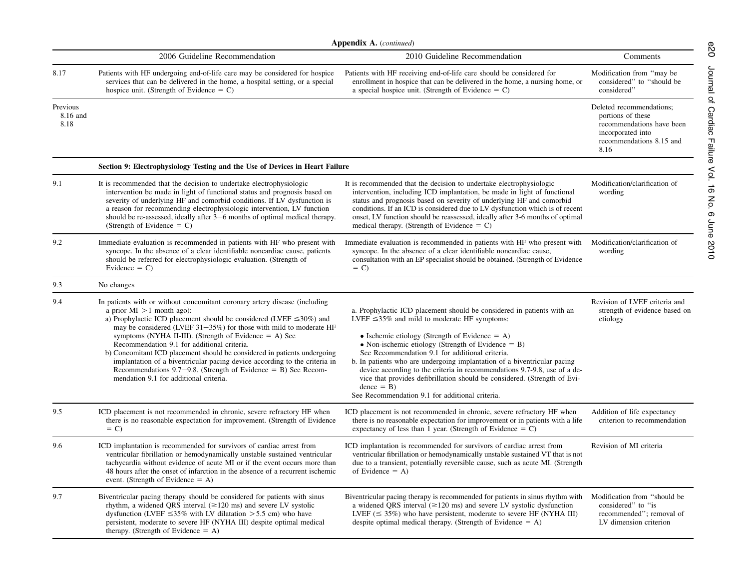**Appendix A.** (*continued*)

| | 2006 Guideline Recommendation | 2010 Guideline Recommendation | Comments |
|---|---|---|---|
| 8.17 | Patients with HF undergoing end-of-life care may be considered for hospice services that can be delivered in the home, a hospital setting, or a special hospice unit. (Strength of Evidence = C) | Patients with HF receiving end-of-life care should be considered for enrollment in hospice that can be delivered in the home, a nursing home, or a special hospice unit. (Strength of Evidence = C) | Modification from "may be considered" to "should be considered" |
| Previous 8.16 and 8.18 | | | Deleted recommendations; portions of these recommendations have been incorporated into recommendations 8.15 and 8.16 |
| | **Section 9: Electrophysiology Testing and the Use of Devices in Heart Failure** | | |
| 9.1 | It is recommended that the decision to undertake electrophysiologic intervention be made in light of functional status and prognosis based on severity of underlying HF and comorbid conditions. If LV dysfunction is a reason for recommending electrophysiologic intervention, LV function should be re-assessed, ideally after 3–6 months of optimal medical therapy. (Strength of Evidence = C) | It is recommended that the decision to undertake electrophysiologic intervention, including ICD implantation, be made in light of functional status and prognosis based on severity of underlying HF and comorbid conditions. If an ICD is considered due to LV dysfunction which is of recent onset, LV function should be reassessed, ideally after 3-6 months of optimal medical therapy. (Strength of Evidence = C) | Modification/clarification of wording |
| 9.2 | Immediate evaluation is recommended in patients with HF who present with syncope. In the absence of a clear identifiable noncardiac cause, patients should be referred for electrophysiologic evaluation. (Strength of Evidence = C) | Immediate evaluation is recommended in patients with HF who present with syncope. In the absence of a clear identifiable noncardiac cause, consultation with an EP specialist should be obtained. (Strength of Evidence = C) | Modification/clarification of wording |
| 9.3 | No changes | | |
| 9.4 | In patients with or without concomitant coronary artery disease (including a prior MI >1 month ago):<br>a) Prophylactic ICD placement should be considered (LVEF ≤30%) and may be considered (LVEF 31–35%) for those with mild to moderate HF symptoms (NYHA II-III). (Strength of Evidence = A) See Recommendation 9.1 for additional criteria.<br>b) Concomitant ICD placement should be considered in patients undergoing implantation of a biventricular pacing device according to the criteria in Recommendations 9.7–9.8. (Strength of Evidence = B) See Recommendation 9.1 for additional criteria. | a. Prophylactic ICD placement should be considered in patients with an LVEF ≤35% and mild to moderate HF symptoms:<br>• Ischemic etiology (Strength of Evidence = A)<br>• Non-ischemic etiology (Strength of Evidence = B)<br>See Recommendation 9.1 for additional criteria.<br>b. In patients who are undergoing implantation of a biventricular pacing device according to the criteria in recommendations 9.7-9.8, use of a device that provides defibrillation should be considered. (Strength of Evidence = B)<br>See Recommendation 9.1 for additional criteria. | Revision of LVEF criteria and strength of evidence based on etiology |
| 9.5 | ICD placement is not recommended in chronic, severe refractory HF when there is no reasonable expectation for improvement. (Strength of Evidence = C) | ICD placement is not recommended in chronic, severe refractory HF when there is no reasonable expectation for improvement or in patients with a life expectancy of less than 1 year. (Strength of Evidence = C) | Addition of life expectancy criterion to recommendation |
| 9.6 | ICD implantation is recommended for survivors of cardiac arrest from ventricular fibrillation or hemodynamically unstable sustained ventricular tachycardia without evidence of acute MI or if the event occurs more than 48 hours after the onset of infarction in the absence of a recurrent ischemic event. (Strength of Evidence = A) | ICD implantation is recommended for survivors of cardiac arrest from ventricular fibrillation or hemodynamically unstable sustained VT that is not due to a transient, potentially reversible cause, such as acute MI. (Strength of Evidence = A) | Revision of MI criteria |
| 9.7 | Biventricular pacing therapy should be considered for patients with sinus rhythm, a widened QRS interval (≥120 ms) and severe LV systolic dysfunction (LVEF ≤35% with LV dilatation >5.5 cm) who have persistent, moderate to severe HF (NYHA III) despite optimal medical therapy. (Strength of Evidence = A) | Biventricular pacing therapy is recommended for patients in sinus rhythm with a widened QRS interval (≥120 ms) and severe LV systolic dysfunction LVEF (≤ 35%) who have persistent, moderate to severe HF (NYHA III) despite optimal medical therapy. (Strength of Evidence = A) | Modification from "should be considered" to "is recommended"; removal of LV dimension criterion |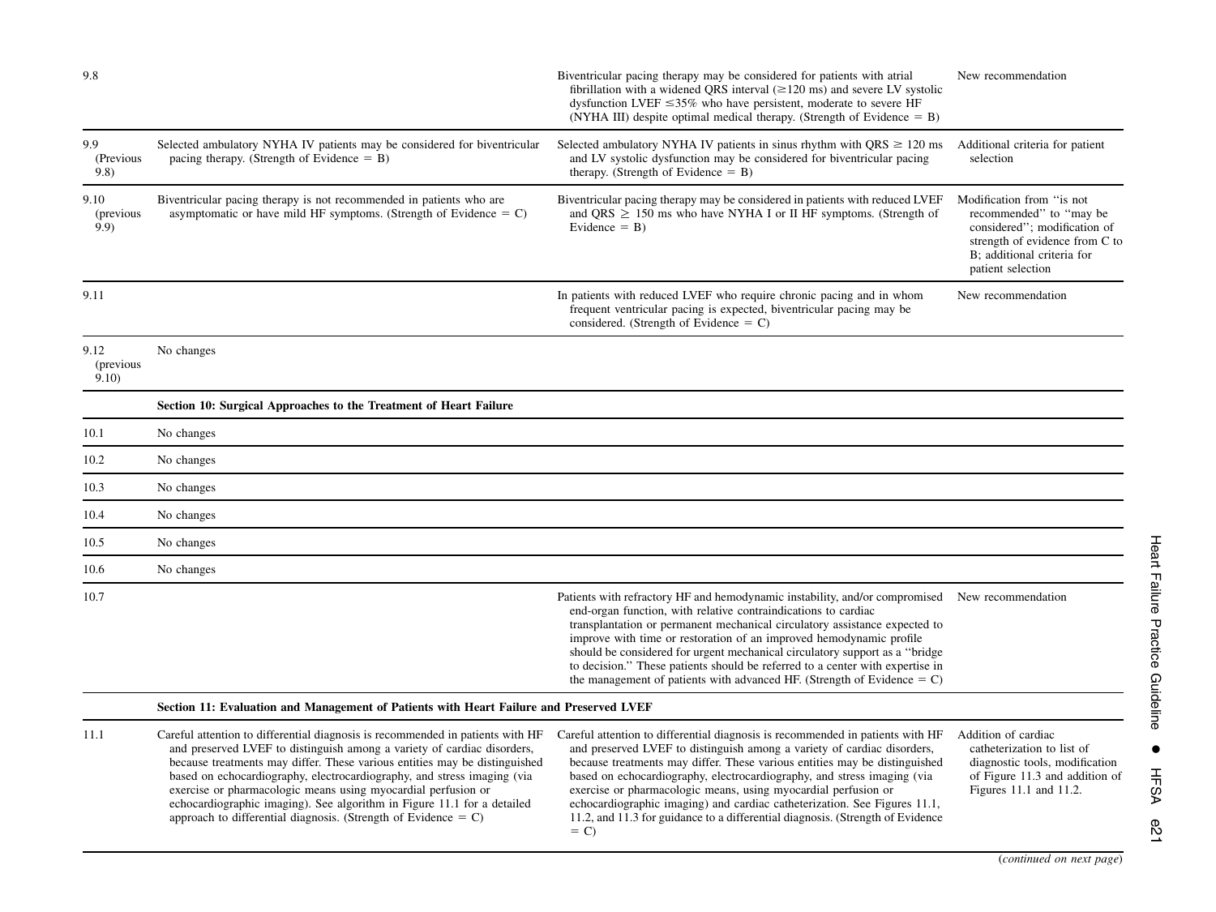| | | | |
|---|---|---|---|
| 9.8 | | Biventricular pacing therapy may be considered for patients with atrial fibrillation with a widened QRS interval (≥120 ms) and severe LV systolic dysfunction LVEF ≤35% who have persistent, moderate to severe HF (NYHA III) despite optimal medical therapy. (Strength of Evidence = B) | New recommendation |
| 9.9 (Previous 9.8) | Selected ambulatory NYHA IV patients may be considered for biventricular pacing therapy. (Strength of Evidence = B) | Selected ambulatory NYHA IV patients in sinus rhythm with QRS ≥ 120 ms and LV systolic dysfunction may be considered for biventricular pacing therapy. (Strength of Evidence = B) | Additional criteria for patient selection |
| 9.10 (previous 9.9) | Biventricular pacing therapy is not recommended in patients who are asymptomatic or have mild HF symptoms. (Strength of Evidence = C) | Biventricular pacing therapy may be considered in patients with reduced LVEF and QRS ≥ 150 ms who have NYHA I or II HF symptoms. (Strength of Evidence = B) | Modification from ''is not recommended'' to ''may be considered''; modification of strength of evidence from C to B; additional criteria for patient selection |
| 9.11 | | In patients with reduced LVEF who require chronic pacing and in whom frequent ventricular pacing is expected, biventricular pacing may be considered. (Strength of Evidence = C) | New recommendation |
| 9.12 (previous 9.10) | No changes | | |
| | **Section 10: Surgical Approaches to the Treatment of Heart Failure** | | |
| 10.1 | No changes | | |
| 10.2 | No changes | | |
| 10.3 | No changes | | |
| 10.4 | No changes | | |
| 10.5 | No changes | | |
| 10.6 | No changes | | |
| 10.7 | | Patients with refractory HF and hemodynamic instability, and/or compromised end-organ function, with relative contraindications to cardiac transplantation or permanent mechanical circulatory assistance expected to improve with time or restoration of an improved hemodynamic profile should be considered for urgent mechanical circulatory support as a ''bridge to decision.'' These patients should be referred to a center with expertise in the management of patients with advanced HF. (Strength of Evidence = C) | New recommendation |
| | **Section 11: Evaluation and Management of Patients with Heart Failure and Preserved LVEF** | | |
| 11.1 | Careful attention to differential diagnosis is recommended in patients with HF and preserved LVEF to distinguish among a variety of cardiac disorders, because treatments may differ. These various entities may be distinguished based on echocardiography, electrocardiography, and stress imaging (via exercise or pharmacologic means using myocardial perfusion or echocardiographic imaging). See algorithm in Figure 11.1 for a detailed approach to differential diagnosis. (Strength of Evidence = C) | Careful attention to differential diagnosis is recommended in patients with HF and preserved LVEF to distinguish among a variety of cardiac disorders, because treatments may differ. These various entities may be distinguished based on echocardiography, electrocardiography, and stress imaging (via exercise or pharmacologic means, using myocardial perfusion or echocardiographic imaging) and cardiac catheterization. See Figures 11.1, 11.2, and 11.3 for guidance to a differential diagnosis. (Strength of Evidence = C) | Addition of cardiac catheterization to list of diagnostic tools, modification of Figure 11.3 and addition of Figures 11.1 and 11.2. |

(*continued on next page*)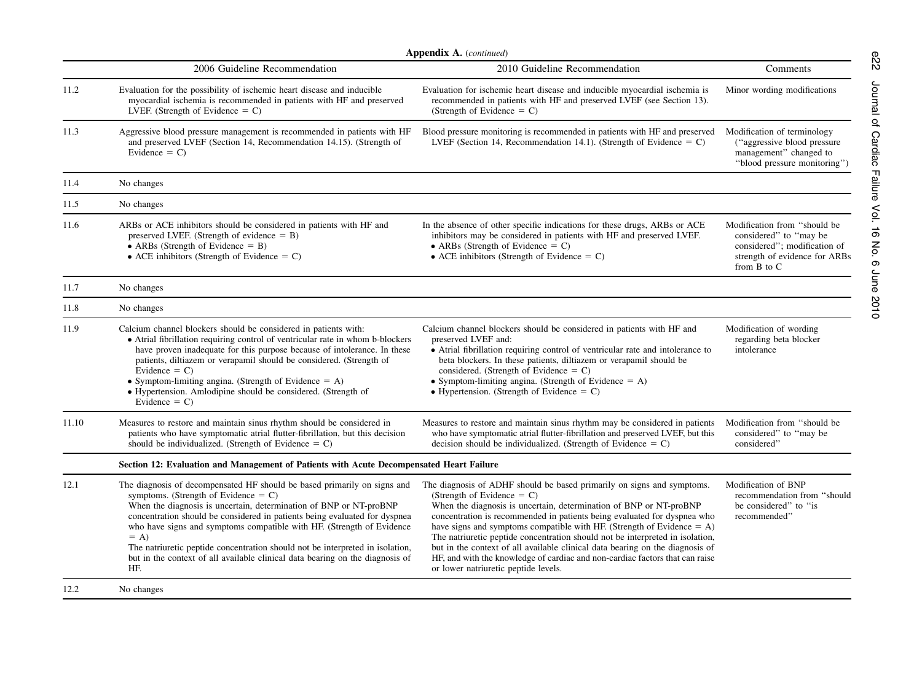**Appendix A.** (*continued*)

| | 2006 Guideline Recommendation | 2010 Guideline Recommendation | Comments |
|---|---|---|---|
| 11.2 | Evaluation for the possibility of ischemic heart disease and inducible myocardial ischemia is recommended in patients with HF and preserved LVEF. (Strength of Evidence = C) | Evaluation for ischemic heart disease and inducible myocardial ischemia is recommended in patients with HF and preserved LVEF (see Section 13). (Strength of Evidence = C) | Minor wording modifications |
| 11.3 | Aggressive blood pressure management is recommended in patients with HF and preserved LVEF (Section 14, Recommendation 14.15). (Strength of Evidence = C) | Blood pressure monitoring is recommended in patients with HF and preserved LVEF (Section 14, Recommendation 14.1). (Strength of Evidence = C) | Modification of terminology (''aggressive blood pressure management'' changed to ''blood pressure monitoring'') |
| 11.4 | No changes | | |
| 11.5 | No changes | | |
| 11.6 | ARBs or ACE inhibitors should be considered in patients with HF and preserved LVEF. (Strength of evidence = B)<br>• ARBs (Strength of Evidence = B)<br>• ACE inhibitors (Strength of Evidence = C) | In the absence of other specific indications for these drugs, ARBs or ACE inhibitors may be considered in patients with HF and preserved LVEF.<br>• ARBs (Strength of Evidence = C)<br>• ACE inhibitors (Strength of Evidence = C) | Modification from ''should be considered'' to ''may be considered''; modification of strength of evidence for ARBs from B to C |
| 11.7 | No changes | | |
| 11.8 | No changes | | |
| 11.9 | Calcium channel blockers should be considered in patients with:<br>• Atrial fibrillation requiring control of ventricular rate in whom b-blockers have proven inadequate for this purpose because of intolerance. In these patients, diltiazem or verapamil should be considered. (Strength of Evidence = C)<br>• Symptom-limiting angina. (Strength of Evidence = A)<br>• Hypertension. Amlodipine should be considered. (Strength of Evidence = C) | Calcium channel blockers should be considered in patients with HF and preserved LVEF and:<br>• Atrial fibrillation requiring control of ventricular rate and intolerance to beta blockers. In these patients, diltiazem or verapamil should be considered. (Strength of Evidence = C)<br>• Symptom-limiting angina. (Strength of Evidence = A)<br>• Hypertension. (Strength of Evidence = C) | Modification of wording regarding beta blocker intolerance |
| 11.10 | Measures to restore and maintain sinus rhythm should be considered in patients who have symptomatic atrial flutter-fibrillation, but this decision should be individualized. (Strength of Evidence = C) | Measures to restore and maintain sinus rhythm may be considered in patients who have symptomatic atrial flutter-fibrillation and preserved LVEF, but this decision should be individualized. (Strength of Evidence = C) | Modification from ''should be considered'' to ''may be considered'' |
| | **Section 12: Evaluation and Management of Patients with Acute Decompensated Heart Failure** | | |
| 12.1 | The diagnosis of decompensated HF should be based primarily on signs and symptoms. (Strength of Evidence = C)<br>When the diagnosis is uncertain, determination of BNP or NT-proBNP concentration should be considered in patients being evaluated for dyspnea who have signs and symptoms compatible with HF. (Strength of Evidence = A)<br>The natriuretic peptide concentration should not be interpreted in isolation, but in the context of all available clinical data bearing on the diagnosis of HF. | The diagnosis of ADHF should be based primarily on signs and symptoms. (Strength of Evidence = C)<br>When the diagnosis is uncertain, determination of BNP or NT-proBNP concentration is recommended in patients being evaluated for dyspnea who have signs and symptoms compatible with HF. (Strength of Evidence = A)<br>The natriuretic peptide concentration should not be interpreted in isolation, but in the context of all available clinical data bearing on the diagnosis of HF, and with the knowledge of cardiac and non-cardiac factors that can raise or lower natriuretic peptide levels. | Modification of BNP recommendation from ''should be considered'' to ''is recommended'' |
| 12.2 | No changes | | |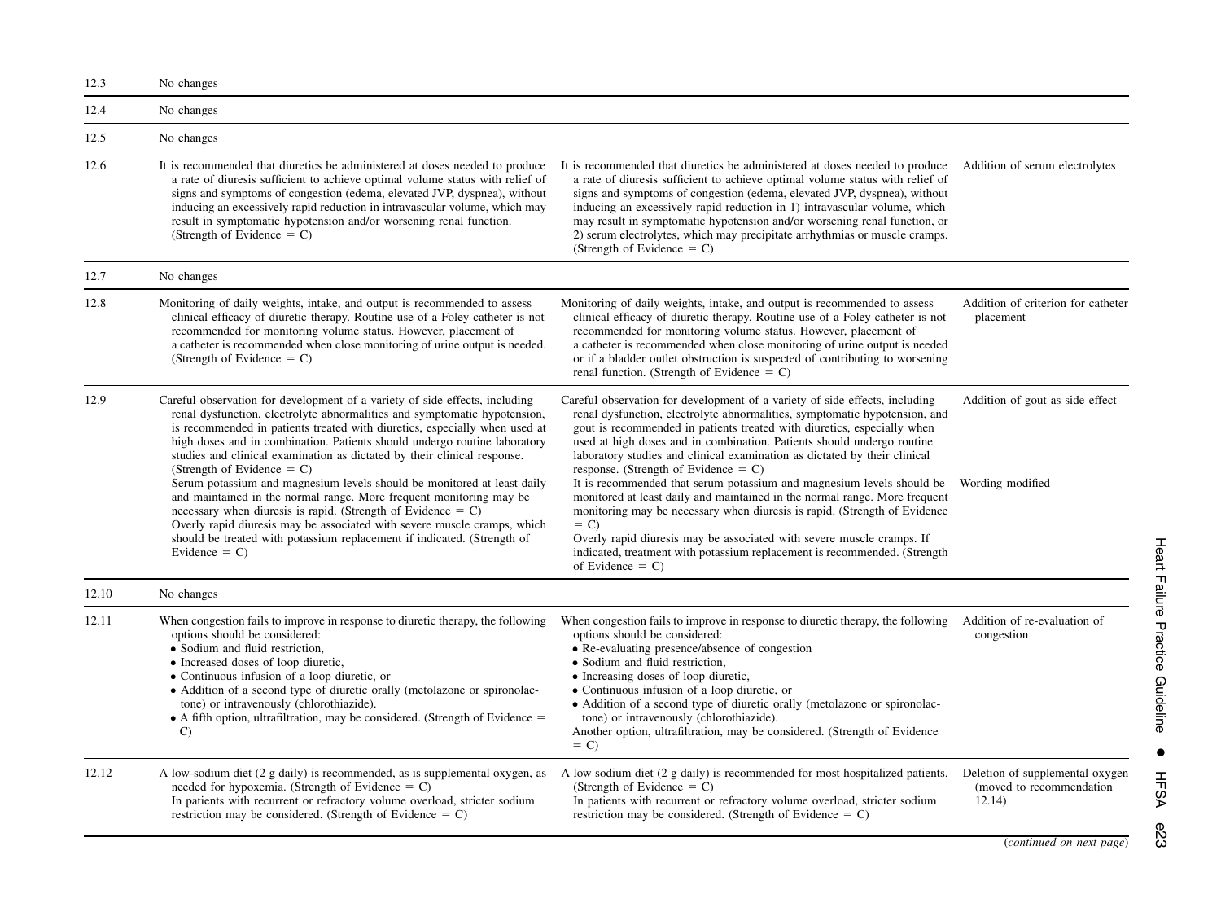| | | | |
|---|---|---|---|
| 12.3 | No changes | | |
| 12.4 | No changes | | |
| 12.5 | No changes | | |
| 12.6 | It is recommended that diuretics be administered at doses needed to produce a rate of diuresis sufficient to achieve optimal volume status with relief of signs and symptoms of congestion (edema, elevated JVP, dyspnea), without inducing an excessively rapid reduction in intravascular volume, which may result in symptomatic hypotension and/or worsening renal function. (Strength of Evidence = C) | It is recommended that diuretics be administered at doses needed to produce a rate of diuresis sufficient to achieve optimal volume status with relief of signs and symptoms of congestion (edema, elevated JVP, dyspnea), without inducing an excessively rapid reduction in 1) intravascular volume, which may result in symptomatic hypotension and/or worsening renal function, or 2) serum electrolytes, which may precipitate arrhythmias or muscle cramps. (Strength of Evidence = C) | Addition of serum electrolytes |
| 12.7 | No changes | | |
| 12.8 | Monitoring of daily weights, intake, and output is recommended to assess clinical efficacy of diuretic therapy. Routine use of a Foley catheter is not recommended for monitoring volume status. However, placement of a catheter is recommended when close monitoring of urine output is needed. (Strength of Evidence = C) | Monitoring of daily weights, intake, and output is recommended to assess clinical efficacy of diuretic therapy. Routine use of a Foley catheter is not recommended for monitoring volume status. However, placement of a catheter is recommended when close monitoring of urine output is needed or if a bladder outlet obstruction is suspected of contributing to worsening renal function. (Strength of Evidence = C) | Addition of criterion for catheter placement |
| 12.9 | Careful observation for development of a variety of side effects, including renal dysfunction, electrolyte abnormalities and symptomatic hypotension, is recommended in patients treated with diuretics, especially when used at high doses and in combination. Patients should undergo routine laboratory studies and clinical examination as dictated by their clinical response. (Strength of Evidence = C)<br>Serum potassium and magnesium levels should be monitored at least daily and maintained in the normal range. More frequent monitoring may be necessary when diuresis is rapid. (Strength of Evidence = C)<br>Overly rapid diuresis may be associated with severe muscle cramps, which should be treated with potassium replacement if indicated. (Strength of Evidence = C) | Careful observation for development of a variety of side effects, including renal dysfunction, electrolyte abnormalities, symptomatic hypotension, and gout is recommended in patients treated with diuretics, especially when used at high doses and in combination. Patients should undergo routine laboratory studies and clinical examination as dictated by their clinical response. (Strength of Evidence = C)<br>It is recommended that serum potassium and magnesium levels should be monitored at least daily and maintained in the normal range. More frequent monitoring may be necessary when diuresis is rapid. (Strength of Evidence = C)<br>Overly rapid diuresis may be associated with severe muscle cramps. If indicated, treatment with potassium replacement is recommended. (Strength of Evidence = C) | Addition of gout as side effect<br><br>Wording modified |
| 12.10 | No changes | | |
| 12.11 | When congestion fails to improve in response to diuretic therapy, the following options should be considered:<br>• Sodium and fluid restriction,<br>• Increased doses of loop diuretic,<br>• Continuous infusion of a loop diuretic, or<br>• Addition of a second type of diuretic orally (metolazone or spironolactone) or intravenously (chlorothiazide).<br>• A fifth option, ultrafiltration, may be considered. (Strength of Evidence = C) | When congestion fails to improve in response to diuretic therapy, the following options should be considered:<br>• Re-evaluating presence/absence of congestion<br>• Sodium and fluid restriction,<br>• Increasing doses of loop diuretic,<br>• Continuous infusion of a loop diuretic, or<br>• Addition of a second type of diuretic orally (metolazone or spironolactone) or intravenously (chlorothiazide).<br>Another option, ultrafiltration, may be considered. (Strength of Evidence = C) | Addition of re-evaluation of congestion |
| 12.12 | A low-sodium diet (2 g daily) is recommended, as is supplemental oxygen, as needed for hypoxemia. (Strength of Evidence = C)<br>In patients with recurrent or refractory volume overload, stricter sodium restriction may be considered. (Strength of Evidence = C) | A low sodium diet (2 g daily) is recommended for most hospitalized patients. (Strength of Evidence = C)<br>In patients with recurrent or refractory volume overload, stricter sodium restriction may be considered. (Strength of Evidence = C) | Deletion of supplemental oxygen (moved to recommendation 12.14) |

(*continued on next page*)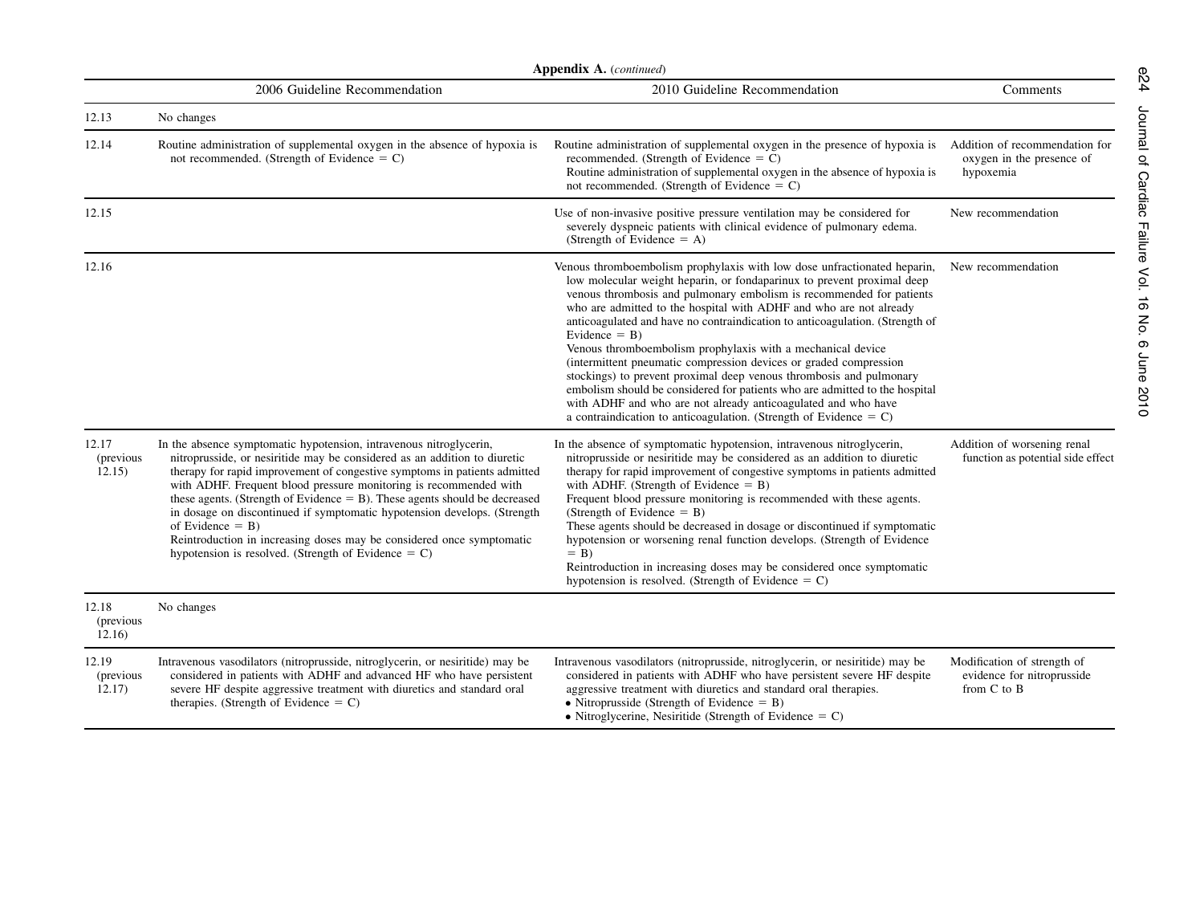**Appendix A.** (*continued*)

| | 2006 Guideline Recommendation | 2010 Guideline Recommendation | Comments |
|---|---|---|---|
| 12.13 | No changes | | |
| 12.14 | Routine administration of supplemental oxygen in the absence of hypoxia is not recommended. (Strength of Evidence = C) | Routine administration of supplemental oxygen in the presence of hypoxia is recommended. (Strength of Evidence = C)<br>Routine administration of supplemental oxygen in the absence of hypoxia is not recommended. (Strength of Evidence = C) | Addition of recommendation for oxygen in the presence of hypoxemia |
| 12.15 | | Use of non-invasive positive pressure ventilation may be considered for severely dyspneic patients with clinical evidence of pulmonary edema. (Strength of Evidence = A) | New recommendation |
| 12.16 | | Venous thromboembolism prophylaxis with low dose unfractionated heparin, low molecular weight heparin, or fondaparinux to prevent proximal deep venous thrombosis and pulmonary embolism is recommended for patients who are admitted to the hospital with ADHF and who are not already anticoagulated and have no contraindication to anticoagulation. (Strength of Evidence = B)<br>Venous thromboembolism prophylaxis with a mechanical device (intermittent pneumatic compression devices or graded compression stockings) to prevent proximal deep venous thrombosis and pulmonary embolism should be considered for patients who are admitted to the hospital with ADHF and who are not already anticoagulated and who have a contraindication to anticoagulation. (Strength of Evidence = C) | New recommendation |
| 12.17 (previous 12.15) | In the absence symptomatic hypotension, intravenous nitroglycerin, nitroprusside, or nesiritide may be considered as an addition to diuretic therapy for rapid improvement of congestive symptoms in patients admitted with ADHF. Frequent blood pressure monitoring is recommended with these agents. (Strength of Evidence = B). These agents should be decreased in dosage on discontinued if symptomatic hypotension develops. (Strength of Evidence = B)<br>Reintroduction in increasing doses may be considered once symptomatic hypotension is resolved. (Strength of Evidence = C) | In the absence of symptomatic hypotension, intravenous nitroglycerin, nitroprusside or nesiritide may be considered as an addition to diuretic therapy for rapid improvement of congestive symptoms in patients admitted with ADHF. (Strength of Evidence = B)<br>Frequent blood pressure monitoring is recommended with these agents. (Strength of Evidence = B)<br>These agents should be decreased in dosage or discontinued if symptomatic hypotension or worsening renal function develops. (Strength of Evidence = B)<br>Reintroduction in increasing doses may be considered once symptomatic hypotension is resolved. (Strength of Evidence = C) | Addition of worsening renal function as potential side effect |
| 12.18 (previous 12.16) | No changes | | |
| 12.19 (previous 12.17) | Intravenous vasodilators (nitroprusside, nitroglycerin, or nesiritide) may be considered in patients with ADHF and advanced HF who have persistent severe HF despite aggressive treatment with diuretics and standard oral therapies. (Strength of Evidence = C) | Intravenous vasodilators (nitroprusside, nitroglycerin, or nesiritide) may be considered in patients with ADHF who have persistent severe HF despite aggressive treatment with diuretics and standard oral therapies.<br>• Nitroprusside (Strength of Evidence = B)<br>• Nitroglycerine, Nesiritide (Strength of Evidence = C) | Modification of strength of evidence for nitroprusside from C to B |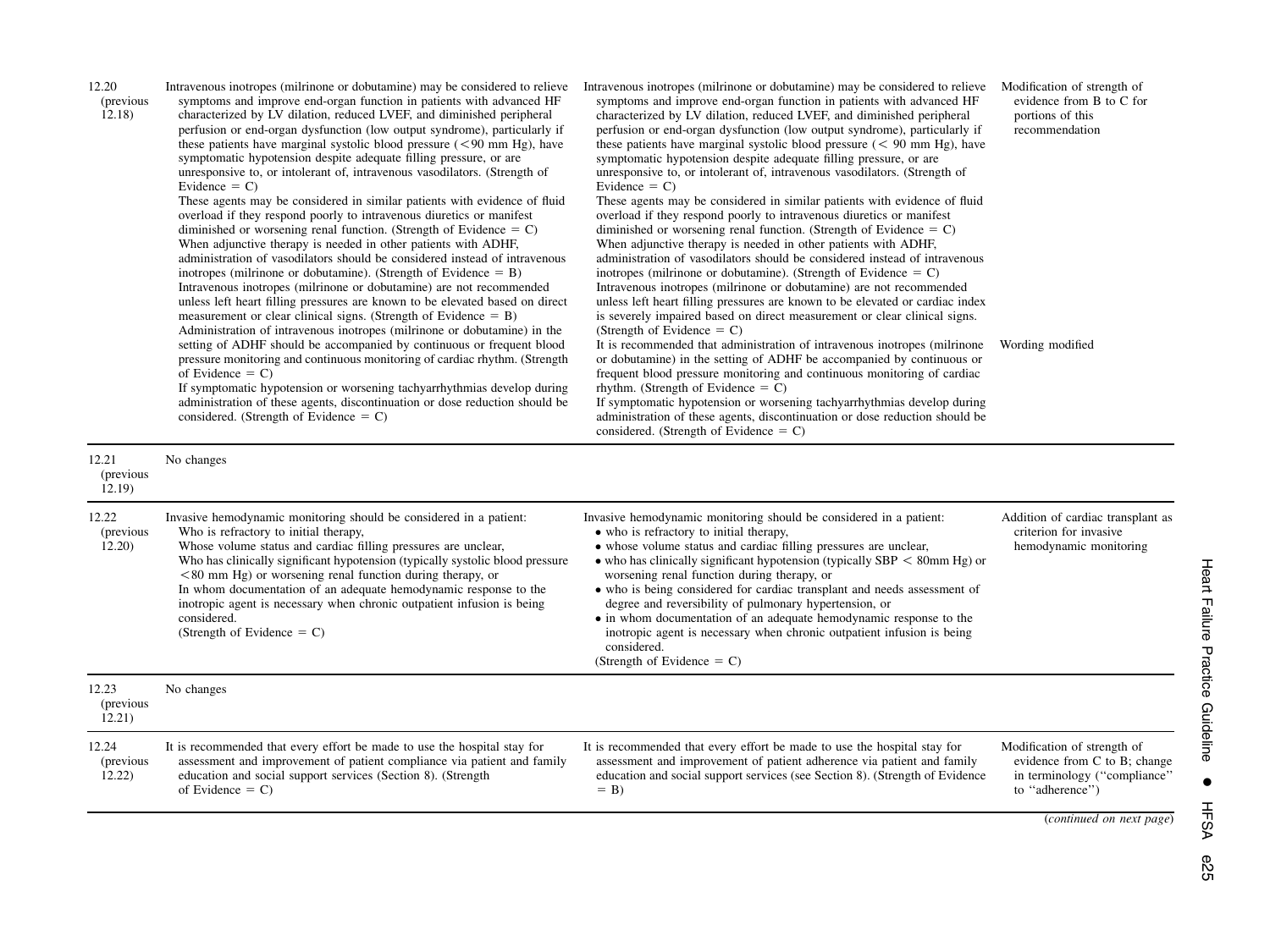| | | | |
|---|---|---|---|
| 12.20 (previous 12.18) | Intravenous inotropes (milrinone or dobutamine) may be considered to relieve symptoms and improve end-organ function in patients with advanced HF characterized by LV dilation, reduced LVEF, and diminished peripheral perfusion or end-organ dysfunction (low output syndrome), particularly if these patients have marginal systolic blood pressure (<90 mm Hg), have symptomatic hypotension despite adequate filling pressure, or are unresponsive to, or intolerant of, intravenous vasodilators. (Strength of Evidence = C)<br>These agents may be considered in similar patients with evidence of fluid overload if they respond poorly to intravenous diuretics or manifest diminished or worsening renal function. (Strength of Evidence = C)<br>When adjunctive therapy is needed in other patients with ADHF, administration of vasodilators should be considered instead of intravenous inotropes (milrinone or dobutamine). (Strength of Evidence = B)<br>Intravenous inotropes (milrinone or dobutamine) are not recommended unless left heart filling pressures are known to be elevated based on direct measurement or clear clinical signs. (Strength of Evidence = B)<br>Administration of intravenous inotropes (milrinone or dobutamine) in the setting of ADHF should be accompanied by continuous or frequent blood pressure monitoring and continuous monitoring of cardiac rhythm. (Strength of Evidence = C)<br>If symptomatic hypotension or worsening tachyarrhythmias develop during administration of these agents, discontinuation or dose reduction should be considered. (Strength of Evidence = C) | Intravenous inotropes (milrinone or dobutamine) may be considered to relieve symptoms and improve end-organ function in patients with advanced HF characterized by LV dilation, reduced LVEF, and diminished peripheral perfusion or end-organ dysfunction (low output syndrome), particularly if these patients have marginal systolic blood pressure (< 90 mm Hg), have symptomatic hypotension despite adequate filling pressure, or are unresponsive to, or intolerant of, intravenous vasodilators. (Strength of Evidence = C)<br>These agents may be considered in similar patients with evidence of fluid overload if they respond poorly to intravenous diuretics or manifest diminished or worsening renal function. (Strength of Evidence = C)<br>When adjunctive therapy is needed in other patients with ADHF, administration of vasodilators should be considered instead of intravenous inotropes (milrinone or dobutamine). (Strength of Evidence = C)<br>Intravenous inotropes (milrinone or dobutamine) are not recommended unless left heart filling pressures are known to be elevated or cardiac index is severely impaired based on direct measurement or clear clinical signs. (Strength of Evidence = C)<br>It is recommended that administration of intravenous inotropes (milrinone or dobutamine) in the setting of ADHF be accompanied by continuous or frequent blood pressure monitoring and continuous monitoring of cardiac rhythm. (Strength of Evidence = C)<br>If symptomatic hypotension or worsening tachyarrhythmias develop during administration of these agents, discontinuation or dose reduction should be considered. (Strength of Evidence = C) | Modification of strength of evidence from B to C for portions of this recommendation<br><br>Wording modified |
| 12.21 (previous 12.19) | No changes | | |
| 12.22 (previous 12.20) | Invasive hemodynamic monitoring should be considered in a patient:<br>Who is refractory to initial therapy,<br>Whose volume status and cardiac filling pressures are unclear,<br>Who has clinically significant hypotension (typically systolic blood pressure <80 mm Hg) or worsening renal function during therapy, or<br>In whom documentation of an adequate hemodynamic response to the inotropic agent is necessary when chronic outpatient infusion is being considered.<br>(Strength of Evidence = C) | Invasive hemodynamic monitoring should be considered in a patient:<br>• who is refractory to initial therapy,<br>• whose volume status and cardiac filling pressures are unclear,<br>• who has clinically significant hypotension (typically SBP < 80mm Hg) or worsening renal function during therapy, or<br>• who is being considered for cardiac transplant and needs assessment of degree and reversibility of pulmonary hypertension, or<br>• in whom documentation of an adequate hemodynamic response to the inotropic agent is necessary when chronic outpatient infusion is being considered.<br>(Strength of Evidence = C) | Addition of cardiac transplant as criterion for invasive hemodynamic monitoring |
| 12.23 (previous 12.21) | No changes | | |
| 12.24 (previous 12.22) | It is recommended that every effort be made to use the hospital stay for assessment and improvement of patient compliance via patient and family education and social support services (Section 8). (Strength of Evidence = C) | It is recommended that every effort be made to use the hospital stay for assessment and improvement of patient adherence via patient and family education and social support services (see Section 8). (Strength of Evidence = B) | Modification of strength of evidence from C to B; change in terminology (''compliance'' to ''adherence'') |

(*continued on next page*)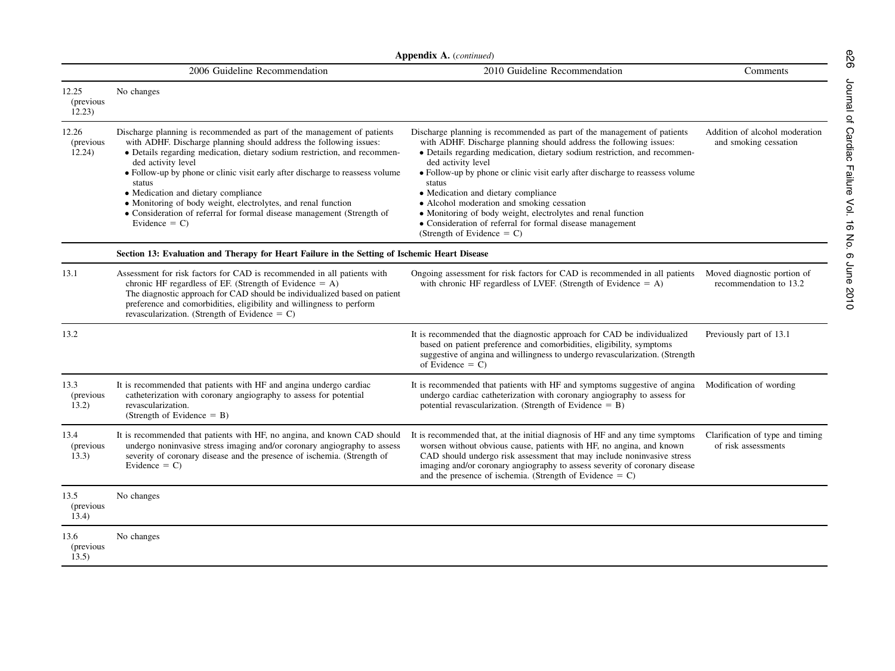**Appendix A.** (*continued*)

| | 2006 Guideline Recommendation | 2010 Guideline Recommendation | Comments |
|---|---|---|---|
| 12.25 (previous 12.23) | No changes | | |
| 12.26 (previous 12.24) | Discharge planning is recommended as part of the management of patients with ADHF. Discharge planning should address the following issues: • Details regarding medication, dietary sodium restriction, and recommended activity level • Follow-up by phone or clinic visit early after discharge to reassess volume status • Medication and dietary compliance • Monitoring of body weight, electrolytes, and renal function • Consideration of referral for formal disease management (Strength of Evidence = C) | Discharge planning is recommended as part of the management of patients with ADHF. Discharge planning should address the following issues: • Details regarding medication, dietary sodium restriction, and recommended activity level • Follow-up by phone or clinic visit early after discharge to reassess volume status • Medication and dietary compliance • Alcohol moderation and smoking cessation • Monitoring of body weight, electrolytes and renal function • Consideration of referral for formal disease management (Strength of Evidence = C) | Addition of alcohol moderation and smoking cessation |
| | **Section 13: Evaluation and Therapy for Heart Failure in the Setting of Ischemic Heart Disease** | | |
| 13.1 | Assessment for risk factors for CAD is recommended in all patients with chronic HF regardless of EF. (Strength of Evidence = A) The diagnostic approach for CAD should be individualized based on patient preference and comorbidities, eligibility and willingness to perform revascularization. (Strength of Evidence = C) | Ongoing assessment for risk factors for CAD is recommended in all patients with chronic HF regardless of LVEF. (Strength of Evidence = A) | Moved diagnostic portion of recommendation to 13.2 |
| 13.2 | | It is recommended that the diagnostic approach for CAD be individualized based on patient preference and comorbidities, eligibility, symptoms suggestive of angina and willingness to undergo revascularization. (Strength of Evidence = C) | Previously part of 13.1 |
| 13.3 (previous 13.2) | It is recommended that patients with HF and angina undergo cardiac catheterization with coronary angiography to assess for potential revascularization. (Strength of Evidence = B) | It is recommended that patients with HF and symptoms suggestive of angina undergo cardiac catheterization with coronary angiography to assess for potential revascularization. (Strength of Evidence = B) | Modification of wording |
| 13.4 (previous 13.3) | It is recommended that patients with HF, no angina, and known CAD should undergo noninvasive stress imaging and/or coronary angiography to assess severity of coronary disease and the presence of ischemia. (Strength of Evidence = C) | It is recommended that, at the initial diagnosis of HF and any time symptoms worsen without obvious cause, patients with HF, no angina, and known CAD should undergo risk assessment that may include noninvasive stress imaging and/or coronary angiography to assess severity of coronary disease and the presence of ischemia. (Strength of Evidence = C) | Clarification of type and timing of risk assessments |
| 13.5 (previous 13.4) | No changes | | |
| 13.6 (previous 13.5) | No changes | | |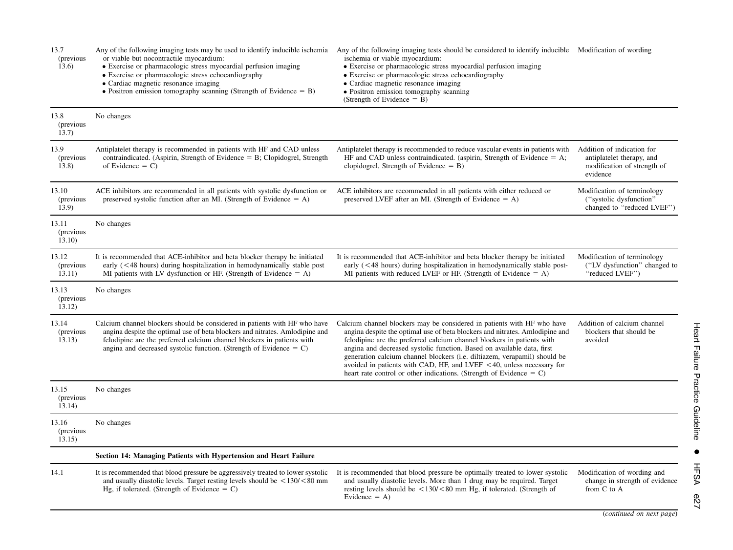| | | | |
|---|---|---|---|
| 13.7 (previous 13.6) | Any of the following imaging tests may be used to identify inducible ischemia or viable but nocontractile myocardium:<br>• Exercise or pharmacologic stress myocardial perfusion imaging<br>• Exercise or pharmacologic stress echocardiography<br>• Cardiac magnetic resonance imaging<br>• Positron emission tomography scanning (Strength of Evidence = B) | Any of the following imaging tests should be considered to identify inducible ischemia or viable myocardium:<br>• Exercise or pharmacologic stress myocardial perfusion imaging<br>• Exercise or pharmacologic stress echocardiography<br>• Cardiac magnetic resonance imaging<br>• Positron emission tomography scanning<br>(Strength of Evidence = B) | Modification of wording |
| 13.8 (previous 13.7) | No changes | | |
| 13.9 (previous 13.8) | Antiplatelet therapy is recommended in patients with HF and CAD unless contraindicated. (Aspirin, Strength of Evidence = B; Clopidogrel, Strength of Evidence = C) | Antiplatelet therapy is recommended to reduce vascular events in patients with HF and CAD unless contraindicated. (aspirin, Strength of Evidence = A; clopidogrel, Strength of Evidence = B) | Addition of indication for antiplatelet therapy, and modification of strength of evidence |
| 13.10 (previous 13.9) | ACE inhibitors are recommended in all patients with systolic dysfunction or preserved systolic function after an MI. (Strength of Evidence = A) | ACE inhibitors are recommended in all patients with either reduced or preserved LVEF after an MI. (Strength of Evidence = A) | Modification of terminology ("systolic dysfunction" changed to "reduced LVEF") |
| 13.11 (previous 13.10) | No changes | | |
| 13.12 (previous 13.11) | It is recommended that ACE-inhibitor and beta blocker therapy be initiated early (<48 hours) during hospitalization in hemodynamically stable post MI patients with LV dysfunction or HF. (Strength of Evidence = A) | It is recommended that ACE-inhibitor and beta blocker therapy be initiated early (<48 hours) during hospitalization in hemodynamically stable post-MI patients with reduced LVEF or HF. (Strength of Evidence = A) | Modification of terminology ("LV dysfunction" changed to "reduced LVEF") |
| 13.13 (previous 13.12) | No changes | | |
| 13.14 (previous 13.13) | Calcium channel blockers should be considered in patients with HF who have angina despite the optimal use of beta blockers and nitrates. Amlodipine and felodipine are the preferred calcium channel blockers in patients with angina and decreased systolic function. (Strength of Evidence = C) | Calcium channel blockers may be considered in patients with HF who have angina despite the optimal use of beta blockers and nitrates. Amlodipine and felodipine are the preferred calcium channel blockers in patients with angina and decreased systolic function. Based on available data, first generation calcium channel blockers (i.e. diltiazem, verapamil) should be avoided in patients with CAD, HF, and LVEF <40, unless necessary for heart rate control or other indications. (Strength of Evidence = C) | Addition of calcium channel blockers that should be avoided |
| 13.15 (previous 13.14) | No changes | | |
| 13.16 (previous 13.15) | No changes | | |
| | **Section 14: Managing Patients with Hypertension and Heart Failure** | | |
| 14.1 | It is recommended that blood pressure be aggressively treated to lower systolic and usually diastolic levels. Target resting levels should be <130/<80 mm Hg, if tolerated. (Strength of Evidence = C) | It is recommended that blood pressure be optimally treated to lower systolic and usually diastolic levels. More than 1 drug may be required. Target resting levels should be <130/<80 mm Hg, if tolerated. (Strength of Evidence = A) | Modification of wording and change in strength of evidence from C to A |

(*continued on next page*)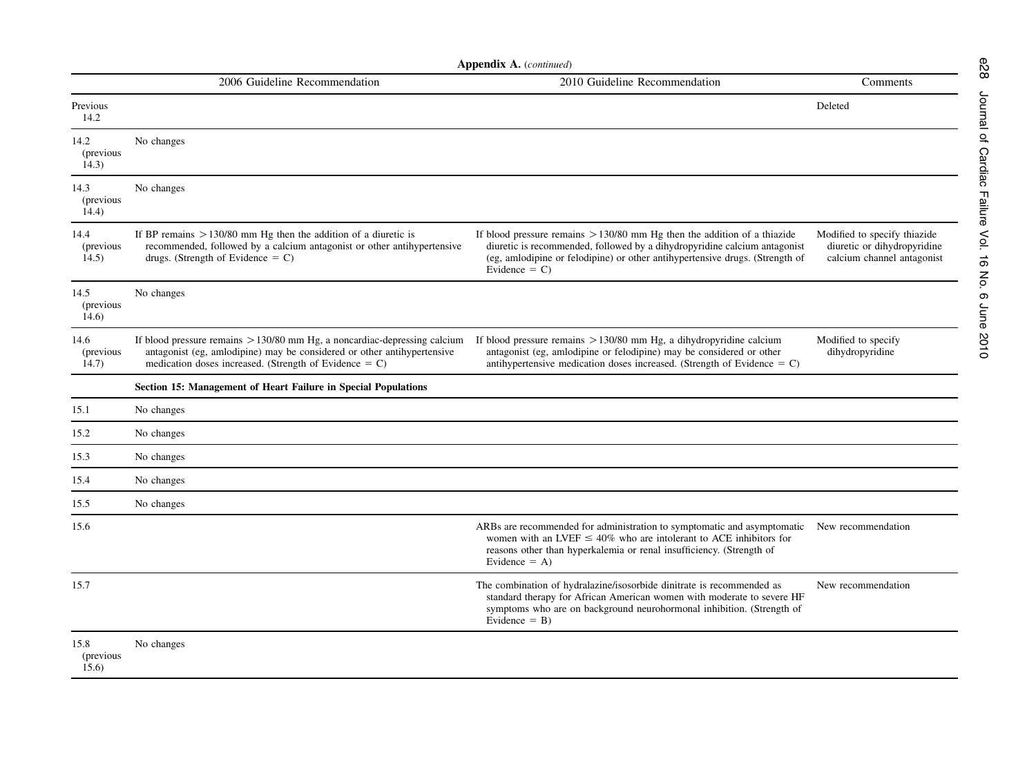**Appendix A.** (*continued*)

| | 2006 Guideline Recommendation | 2010 Guideline Recommendation | Comments |
|---|---|---|---|
| Previous 14.2 | | | Deleted |
| 14.2 (previous 14.3) | No changes | | |
| 14.3 (previous 14.4) | No changes | | |
| 14.4 (previous 14.5) | If BP remains >130/80 mm Hg then the addition of a diuretic is recommended, followed by a calcium antagonist or other antihypertensive drugs. (Strength of Evidence = C) | If blood pressure remains >130/80 mm Hg then the addition of a thiazide diuretic is recommended, followed by a dihydropyridine calcium antagonist (eg, amlodipine or felodipine) or other antihypertensive drugs. (Strength of Evidence = C) | Modified to specify thiazide diuretic or dihydropyridine calcium channel antagonist |
| 14.5 (previous 14.6) | No changes | | |
| 14.6 (previous 14.7) | If blood pressure remains >130/80 mm Hg, a noncardiac-depressing calcium antagonist (eg, amlodipine) may be considered or other antihypertensive medication doses increased. (Strength of Evidence = C) | If blood pressure remains >130/80 mm Hg, a dihydropyridine calcium antagonist (eg, amlodipine or felodipine) may be considered or other antihypertensive medication doses increased. (Strength of Evidence = C) | Modified to specify dihydropyridine |
| | **Section 15: Management of Heart Failure in Special Populations** | | |
| 15.1 | No changes | | |
| 15.2 | No changes | | |
| 15.3 | No changes | | |
| 15.4 | No changes | | |
| 15.5 | No changes | | |
| 15.6 | | ARBs are recommended for administration to symptomatic and asymptomatic women with an LVEF ≤ 40% who are intolerant to ACE inhibitors for reasons other than hyperkalemia or renal insufficiency. (Strength of Evidence = A) | New recommendation |
| 15.7 | | The combination of hydralazine/isosorbide dinitrate is recommended as standard therapy for African American women with moderate to severe HF symptoms who are on background neurohormonal inhibition. (Strength of Evidence = B) | New recommendation |
| 15.8 (previous 15.6) | No changes | | |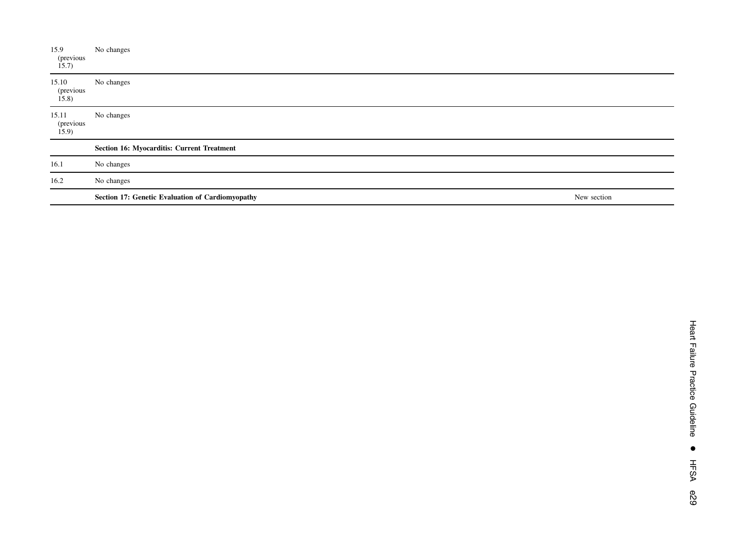| | | |
|---|---|---|
| 15.9 (previous 15.7) | No changes | |
| 15.10 (previous 15.8) | No changes | |
| 15.11 (previous 15.9) | No changes | |
| | **Section 16: Myocarditis: Current Treatment** | |
| 16.1 | No changes | |
| 16.2 | No changes | |
| | **Section 17: Genetic Evaluation of Cardiomyopathy** | New section |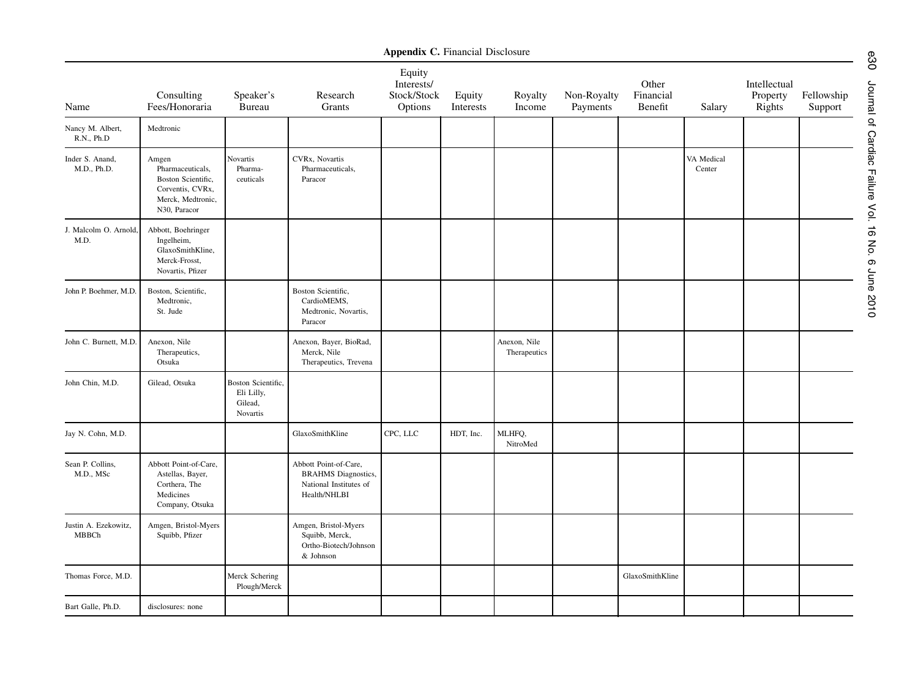**Appendix C.** Financial Disclosure

| Name | Consulting Fees/Honoraria | Speaker's Bureau | Research Grants | Equity Interests/ Stock/Stock Options | Equity Interests | Royalty Income | Non-Royalty Payments | Other Financial Benefit | Salary | Intellectual Property Rights | Fellowship Support |
|---|---|---|---|---|---|---|---|---|---|---|---|
| Nancy M. Albert, R.N., Ph.D | Medtronic | | | | | | | | | | |
| Inder S. Anand, M.D., Ph.D. | Amgen Pharmaceuticals, Boston Scientific, Corventis, CVRx, Merck, Medtronic, N30, Paracor | Novartis Pharmaceuticals | CVRx, Novartis Pharmaceuticals, Paracor | | | | | | VA Medical Center | | |
| J. Malcolm O. Arnold, M.D. | Abbott, Boehringer Ingelheim, GlaxoSmithKline, Merck-Frosst, Novartis, Pfizer | | | | | | | | | | |
| John P. Boehmer, M.D. | Boston, Scientific, Medtronic, St. Jude | | Boston Scientific, CardioMEMS, Medtronic, Novartis, Paracor | | | | | | | | |
| John C. Burnett, M.D. | Anexon, Nile Therapeutics, Otsuka | | Anexon, Bayer, BioRad, Merck, Nile Therapeutics, Trevena | | | Anexon, Nile Therapeutics | | | | | |
| John Chin, M.D. | Gilead, Otsuka | Boston Scientific, Eli Lilly, Gilead, Novartis | | | | | | | | | |
| Jay N. Cohn, M.D. | | | GlaxoSmithKline | CPC, LLC | HDT, Inc. | MLHFQ, NitroMed | | | | | |
| Sean P. Collins, M.D., MSc | Abbott Point-of-Care, Astellas, Bayer, Corthera, The Medicines Company, Otsuka | | Abbott Point-of-Care, BRAHMS Diagnostics, National Institutes of Health/NHLBI | | | | | | | | |
| Justin A. Ezekowitz, MBBCh | Amgen, Bristol-Myers Squibb, Pfizer | | Amgen, Bristol-Myers Squibb, Merck, Ortho-Biotech/Johnson & Johnson | | | | | | | | |
| Thomas Force, M.D. | | Merck Schering Plough/Merck | | | | | | GlaxoSmithKline | | | |
| Bart Galle, Ph.D. | disclosures: none | | | | | | | | | | |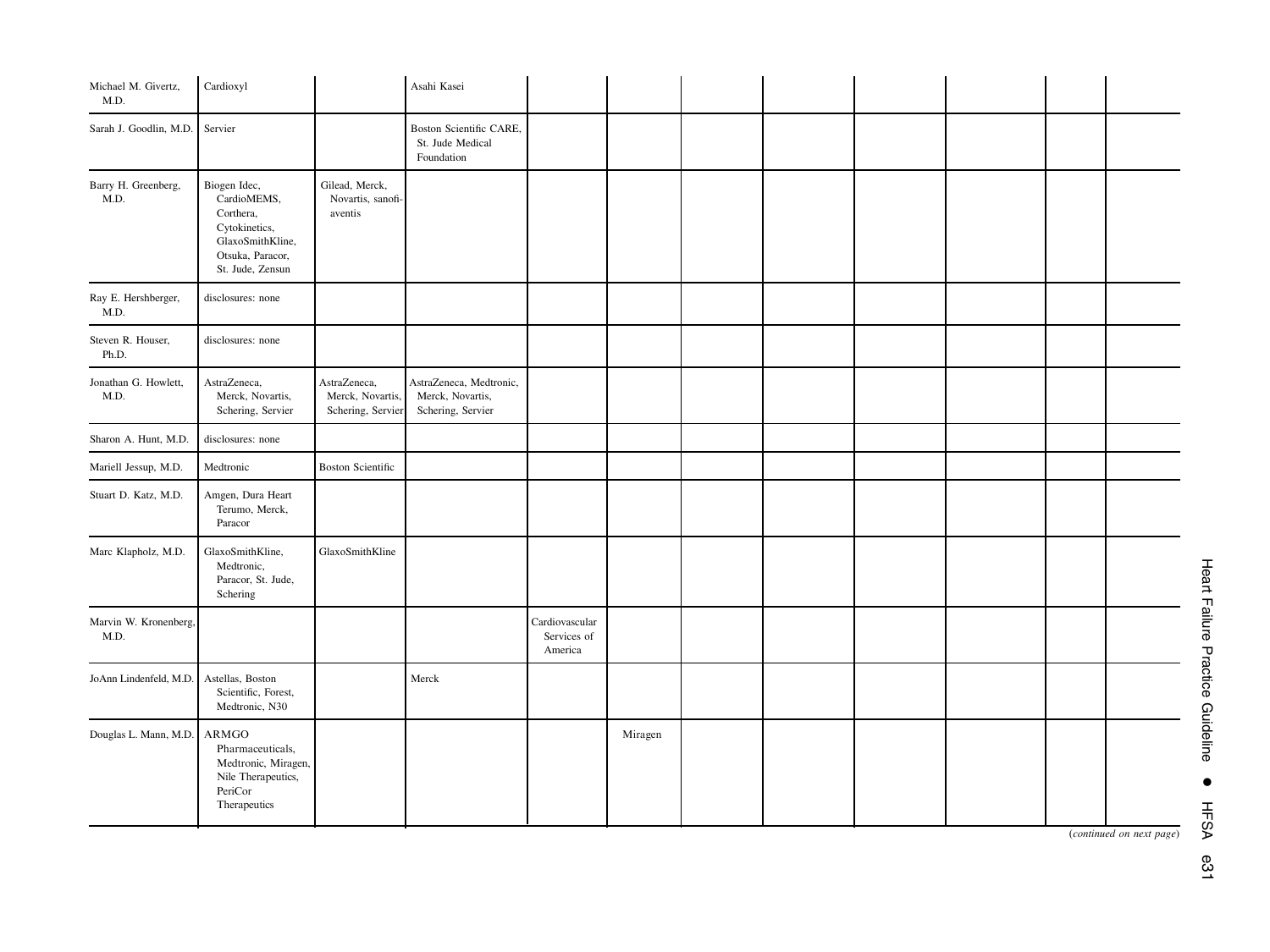| | | | | | | | | | | | |
|---|---|---|---|---|---|---|---|---|---|---|---|
| Michael M. Givertz, M.D. | Cardioxyl | | Asahi Kasei | | | | | | | | |
| Sarah J. Goodlin, M.D. | Servier | | Boston Scientific CARE, St. Jude Medical Foundation | | | | | | | | |
| Barry H. Greenberg, M.D. | Biogen Idec, CardioMEMS, Corthera, Cytokinetics, GlaxoSmithKline, Otsuka, Paracor, St. Jude, Zensun | Gilead, Merck, Novartis, sanofi-aventis | | | | | | | | | |
| Ray E. Hershberger, M.D. | disclosures: none | | | | | | | | | | |
| Steven R. Houser, Ph.D. | disclosures: none | | | | | | | | | | |
| Jonathan G. Howlett, M.D. | AstraZeneca, Merck, Novartis, Schering, Servier | AstraZeneca, Merck, Novartis, Schering, Servier | AstraZeneca, Medtronic, Merck, Novartis, Schering, Servier | | | | | | | | |
| Sharon A. Hunt, M.D. | disclosures: none | | | | | | | | | | |
| Mariell Jessup, M.D. | Medtronic | Boston Scientific | | | | | | | | | |
| Stuart D. Katz, M.D. | Amgen, Dura Heart Terumo, Merck, Paracor | | | | | | | | | | |
| Marc Klapholz, M.D. | GlaxoSmithKline, Medtronic, Paracor, St. Jude, Schering | GlaxoSmithKline | | | | | | | | | |
| Marvin W. Kronenberg, M.D. | | | | Cardiovascular Services of America | | | | | | | |
| JoAnn Lindenfeld, M.D. | Astellas, Boston Scientific, Forest, Medtronic, N30 | | Merck | | | | | | | | |
| Douglas L. Mann, M.D. | ARMGO Pharmaceuticals, Medtronic, Miragen, Nile Therapeutics, PeriCor Therapeutics | | | | Miragen | | | | | | |

(*continued on next page*)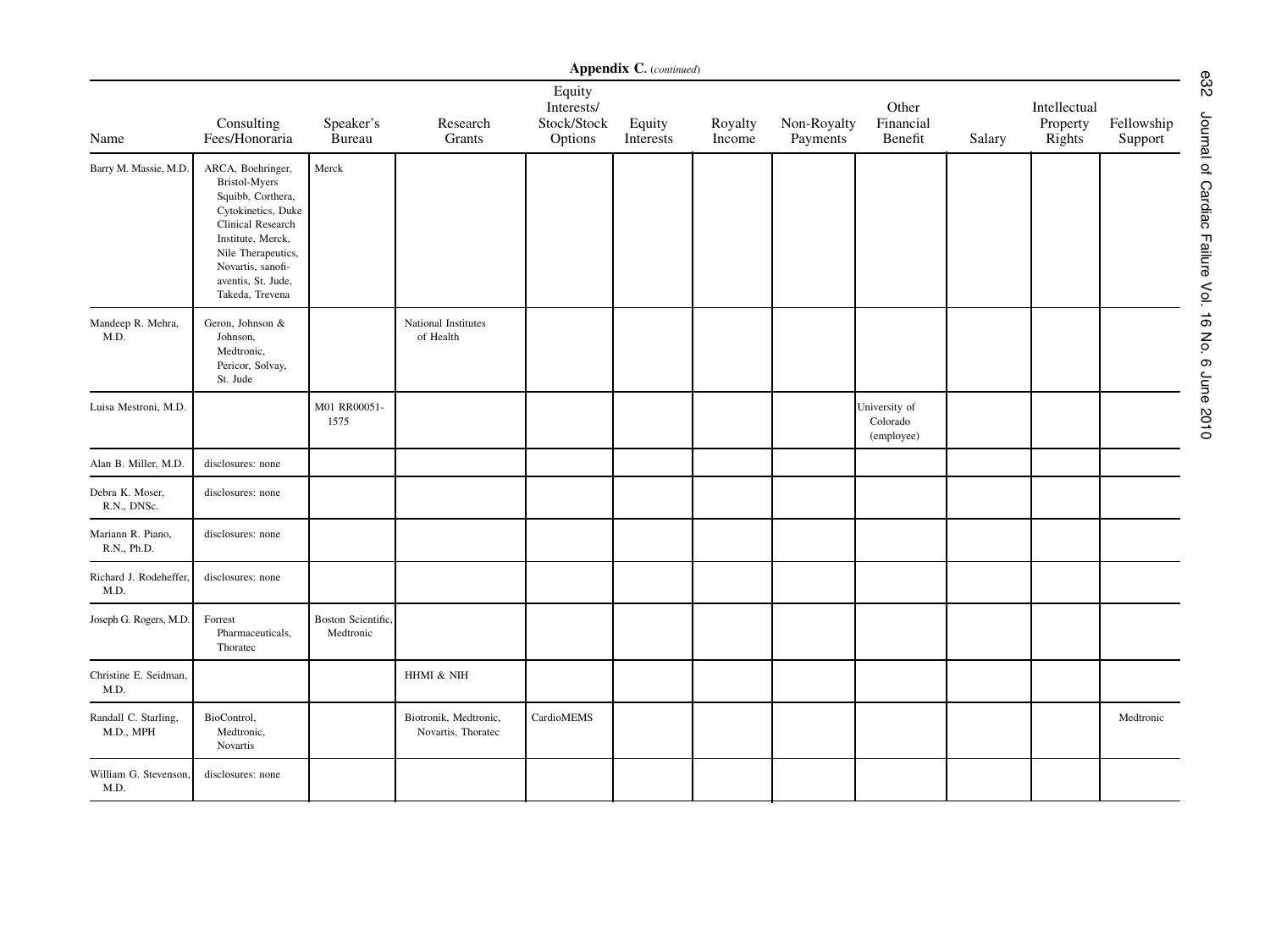**Appendix C.** (*continued*)

| Name | Consulting Fees/Honoraria | Speaker's Bureau | Research Grants | Equity Interests/ Stock/Stock Options | Equity Interests | Royalty Income | Non-Royalty Payments | Other Financial Benefit | Salary | Intellectual Property Rights | Fellowship Support |
|---|---|---|---|---|---|---|---|---|---|---|---|
| Barry M. Massie, M.D. | ARCA, Boehringer, Bristol-Myers Squibb, Corthera, Cytokinetics, Duke Clinical Research Institute, Merck, Nile Therapeutics, Novartis, sanofi-aventis, St. Jude, Takeda, Trevena | Merck | | | | | | | | | |
| Mandeep R. Mehra, M.D. | Geron, Johnson & Johnson, Medtronic, Pericor, Solvay, St. Jude | | National Institutes of Health | | | | | | | | |
| Luisa Mestroni, M.D. | | M01 RR00051-1575 | | | | | | University of Colorado (employee) | | | |
| Alan B. Miller, M.D. | disclosures: none | | | | | | | | | | |
| Debra K. Moser, R.N., DNSc. | disclosures: none | | | | | | | | | | |
| Mariann R. Piano, R.N., Ph.D. | disclosures: none | | | | | | | | | | |
| Richard J. Rodeheffer, M.D. | disclosures: none | | | | | | | | | | |
| Joseph G. Rogers, M.D. | Forrest Pharmaceuticals, Thoratec | Boston Scientific, Medtronic | | | | | | | | | |
| Christine E. Seidman, M.D. | | | HHMI & NIH | | | | | | | | |
| Randall C. Starling, M.D., MPH | BioControl, Medtronic, Novartis | | Biotronik, Medtronic, Novartis, Thoratec | CardioMEMS | | | | | | | Medtronic |
| William G. Stevenson, M.D. | disclosures: none | | | | | | | | | | |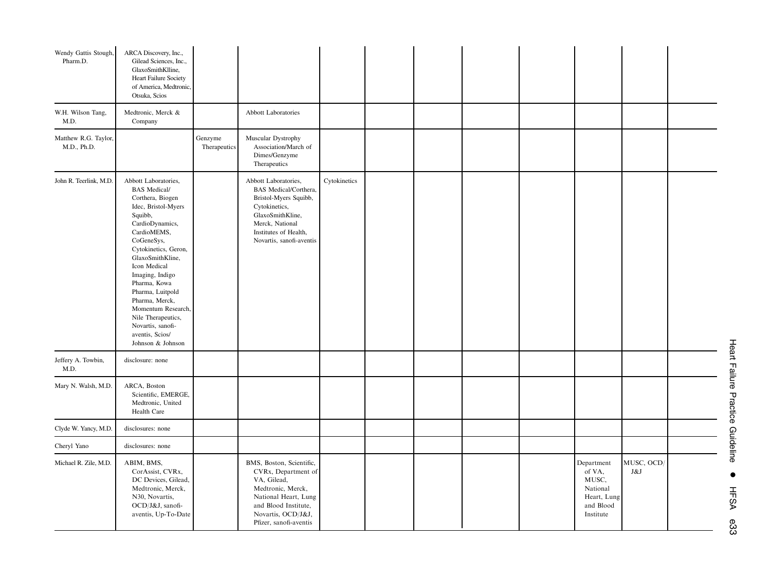| | | | | | | | | | | | |
|---|---|---|---|---|---|---|---|---|---|---|---|
| Wendy Gattis Stough, Pharm.D. | ARCA Discovery, Inc., Gilead Sciences, Inc., GlaxoSmithKlline, Heart Failure Society of America, Medtronic, Otsuka, Scios | | | | | | | | | | |
| W.H. Wilson Tang, M.D. | Medtronic, Merck & Company | | Abbott Laboratories | | | | | | | | |
| Matthew R.G. Taylor, M.D., Ph.D. | | Genzyme Therapeutics | Muscular Dystrophy Association/March of Dimes/Genzyme Therapeutics | | | | | | | | |
| John R. Teerlink, M.D. | Abbott Laboratories, BAS Medical/ Corthera, Biogen Idec, Bristol-Myers Squibb, CardioDynamics, CardioMEMS, CoGeneSys, Cytokinetics, Geron, GlaxoSmithKline, Icon Medical Imaging, Indigo Pharma, Kowa Pharma, Luitpold Pharma, Merck, Momentum Research, Nile Therapeutics, Novartis, sanofi-aventis, Scios/ Johnson & Johnson | | Abbott Laboratories, BAS Medical/Corthera, Bristol-Myers Squibb, Cytokinetics, GlaxoSmithKline, Merck, National Institutes of Health, Novartis, sanofi-aventis | Cytokinetics | | | | | | | |
| Jeffery A. Towbin, M.D. | disclosure: none | | | | | | | | | | |
| Mary N. Walsh, M.D. | ARCA, Boston Scientific, EMERGE, Medtronic, United Health Care | | | | | | | | | | |
| Clyde W. Yancy, M.D. | disclosures: none | | | | | | | | | | |
| Cheryl Yano | disclosures: none | | | | | | | | | | |
| Michael R. Zile, M.D. | ABIM, BMS, CorAssist, CVRx, DC Devices, Gilead, Medtronic, Merck, N30, Novartis, OCD/J&J, sanofi-aventis, Up-To-Date | | BMS, Boston, Scientific, CVRx, Department of VA, Gilead, Medtronic, Merck, National Heart, Lung and Blood Institute, Novartis, OCD/J&J, Pfizer, sanofi-aventis | | | | | | Department of VA, MUSC, National Heart, Lung and Blood Institute | MUSC, OCD/ J&J | |